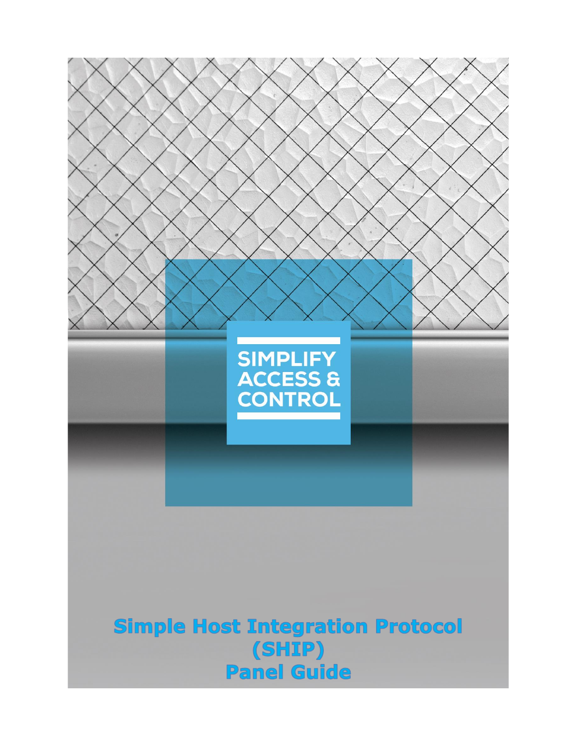SIMPLIFY ACCESS & CONTROL

# Simple Host Integration Protocol (SHIP) Panel Guide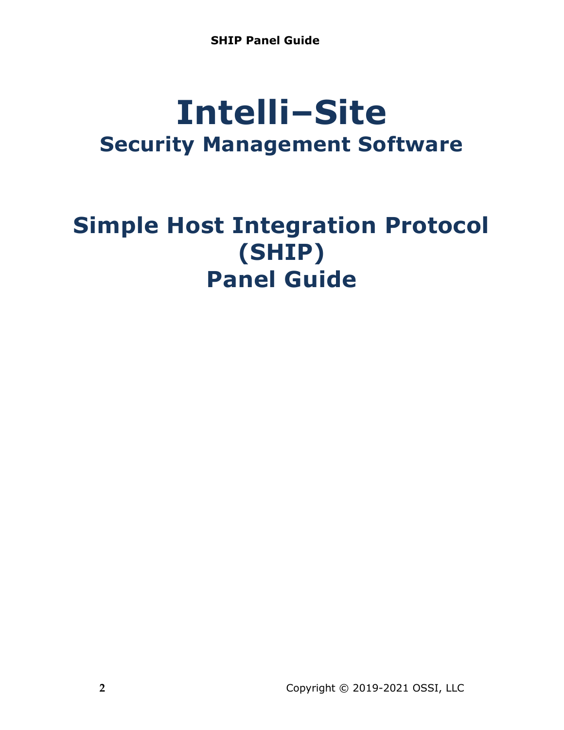# Intelli–Site

## Security Management Software

# Simple Host Integration Protocol (SHIP) Panel Guide

Copyright © 2019-2021 OSSI, LLC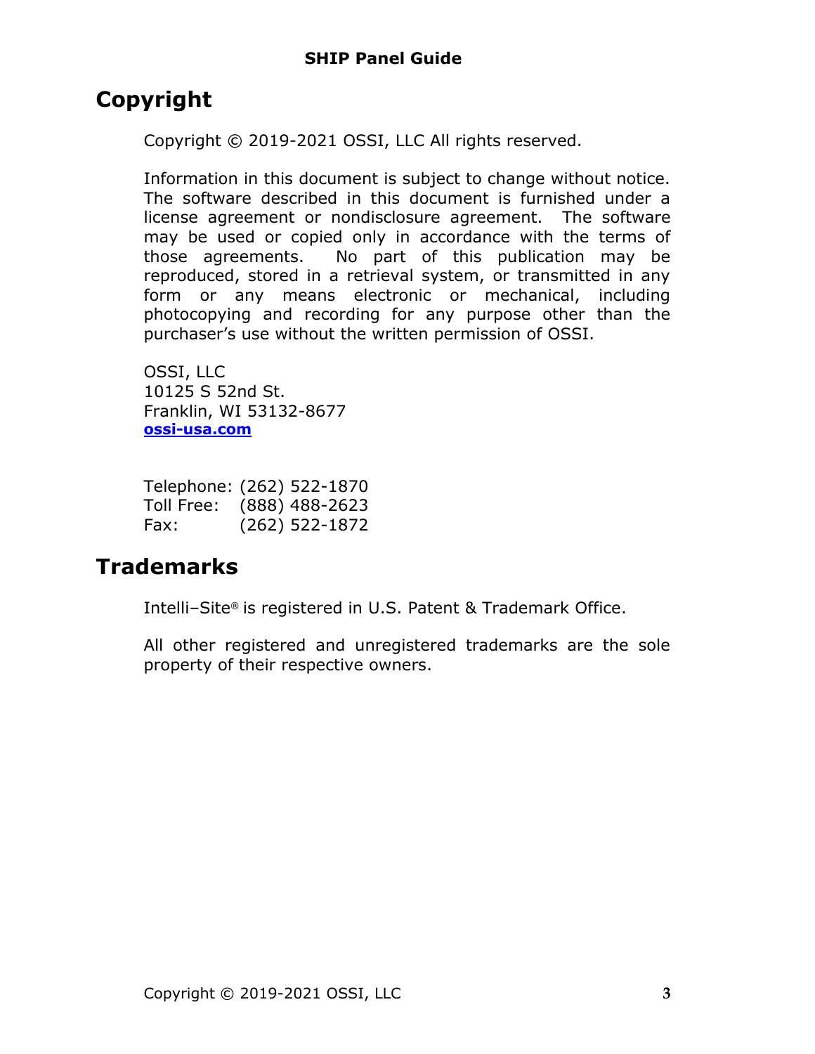# Copyright

Copyright © 2019-2021 OSSI, LLC All rights reserved.

Information in this document is subject to change without notice. The software described in this document is furnished under a license agreement or nondisclosure agreement. The software may be used or copied only in accordance with the terms of those agreements. No part of this publication may be reproduced, stored in a retrieval system, or transmitted in any form or any means electronic or mechanical, including photocopying and recording for any purpose other than the purchaser's use without the written permission of OSSI.

OSSI, LLC
10125 S 52nd St.
Franklin, WI 53132-8677
**ossi-usa.com**

Telephone: (262) 522-1870
Toll Free: (888) 488-2623
Fax: (262) 522-1872

# Trademarks

Intelli–Site® is registered in U.S. Patent & Trademark Office.

All other registered and unregistered trademarks are the sole property of their respective owners.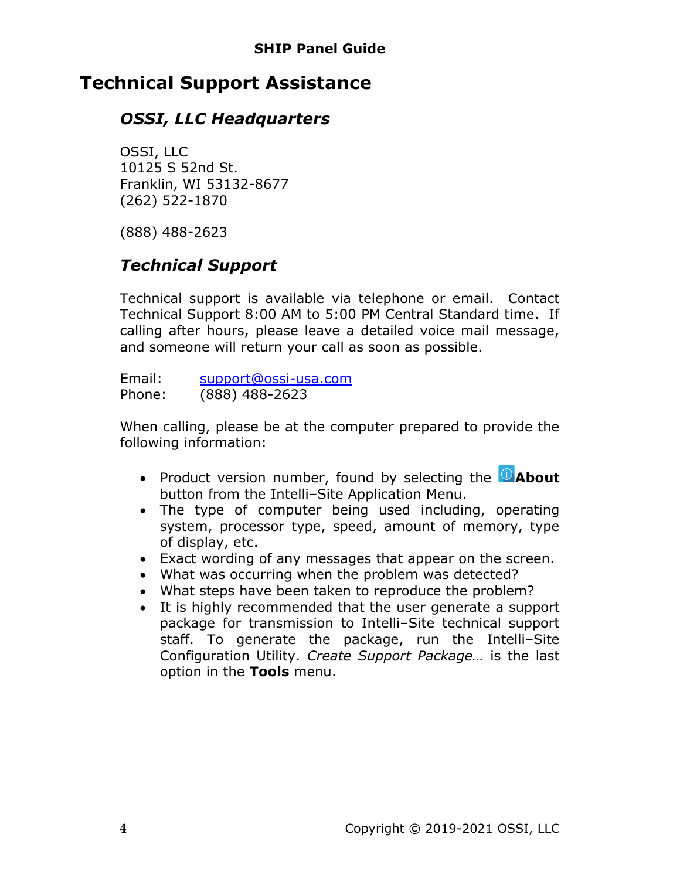# Technical Support Assistance

## *OSSI, LLC Headquarters*

OSSI, LLC
10125 S 52nd St.
Franklin, WI 53132-8677
(262) 522-1870

(888) 488-2623

## *Technical Support*

Technical support is available via telephone or email. Contact Technical Support 8:00 AM to 5:00 PM Central Standard time. If calling after hours, please leave a detailed voice mail message, and someone will return your call as soon as possible.

Email: support@ossi-usa.com
Phone: (888) 488-2623

When calling, please be at the computer prepared to provide the following information:

- Product version number, found by selecting the **About** button from the Intelli–Site Application Menu.
- The type of computer being used including, operating system, processor type, speed, amount of memory, type of display, etc.
- Exact wording of any messages that appear on the screen.
- What was occurring when the problem was detected?
- What steps have been taken to reproduce the problem?
- It is highly recommended that the user generate a support package for transmission to Intelli–Site technical support staff. To generate the package, run the Intelli–Site Configuration Utility. *Create Support Package…* is the last option in the **Tools** menu.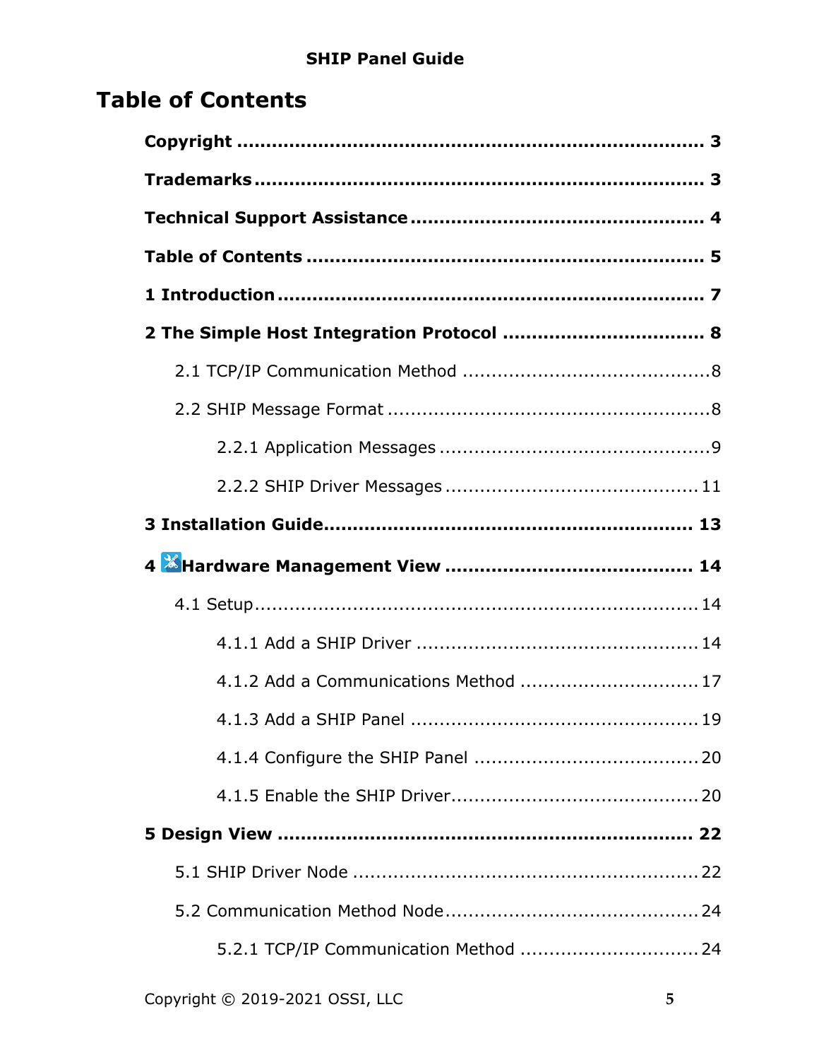# Table of Contents

**Copyright** ................................................................. **3**

**Trademarks** ................................................................. **3**

**Technical Support Assistance** ........................................... **4**

**Table of Contents** ........................................................ **5**

**1 Introduction** ............................................................. **7**

**2 The Simple Host Integration Protocol** ................................ **8**

- 2.1 TCP/IP Communication Method ........................................ 8
- 2.2 SHIP Message Format ................................................... 8
  - 2.2.1 Application Messages ............................................. 9
  - 2.2.2 SHIP Driver Messages ............................................. 11

**3 Installation Guide** ....................................................... **13**

**4 Hardware Management View** .......................................... **14**

- 4.1 Setup ...................................................................... 14
  - 4.1.1 Add a SHIP Driver ................................................. 14
  - 4.1.2 Add a Communications Method ................................. 17
  - 4.1.3 Add a SHIP Panel .................................................. 19
  - 4.1.4 Configure the SHIP Panel ........................................ 20
  - 4.1.5 Enable the SHIP Driver ........................................... 20

**5 Design View** ............................................................... **22**

- 5.1 SHIP Driver Node ........................................................ 22
- 5.2 Communication Method Node ......................................... 24
  - 5.2.1 TCP/IP Communication Method ................................. 24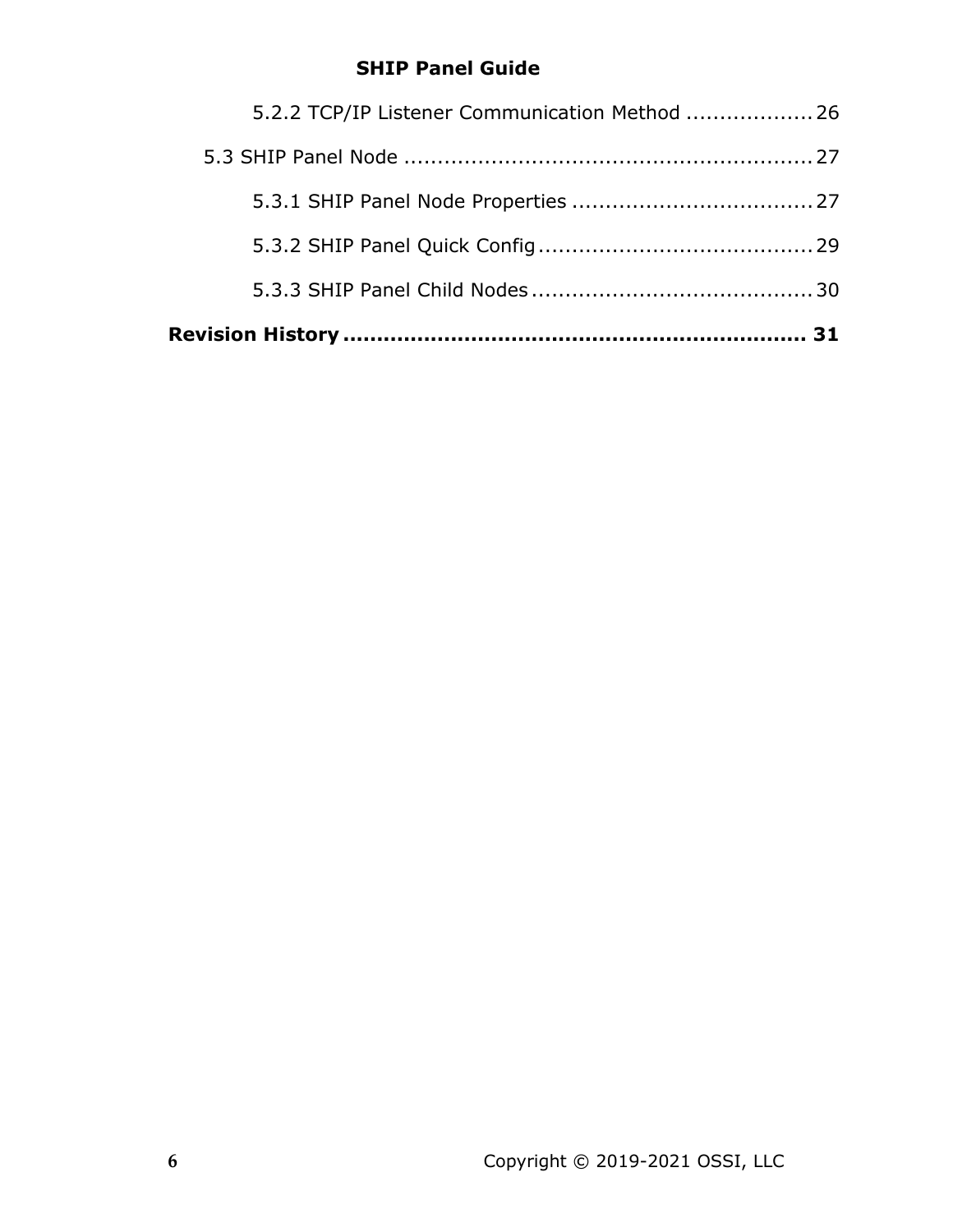5.2.2 TCP/IP Listener Communication Method ................... 26

5.3 SHIP Panel Node ............................................................ 27

5.3.1 SHIP Panel Node Properties .................................... 27

5.3.2 SHIP Panel Quick Config ......................................... 29

5.3.3 SHIP Panel Child Nodes .......................................... 30

**Revision History ................................................................... 31**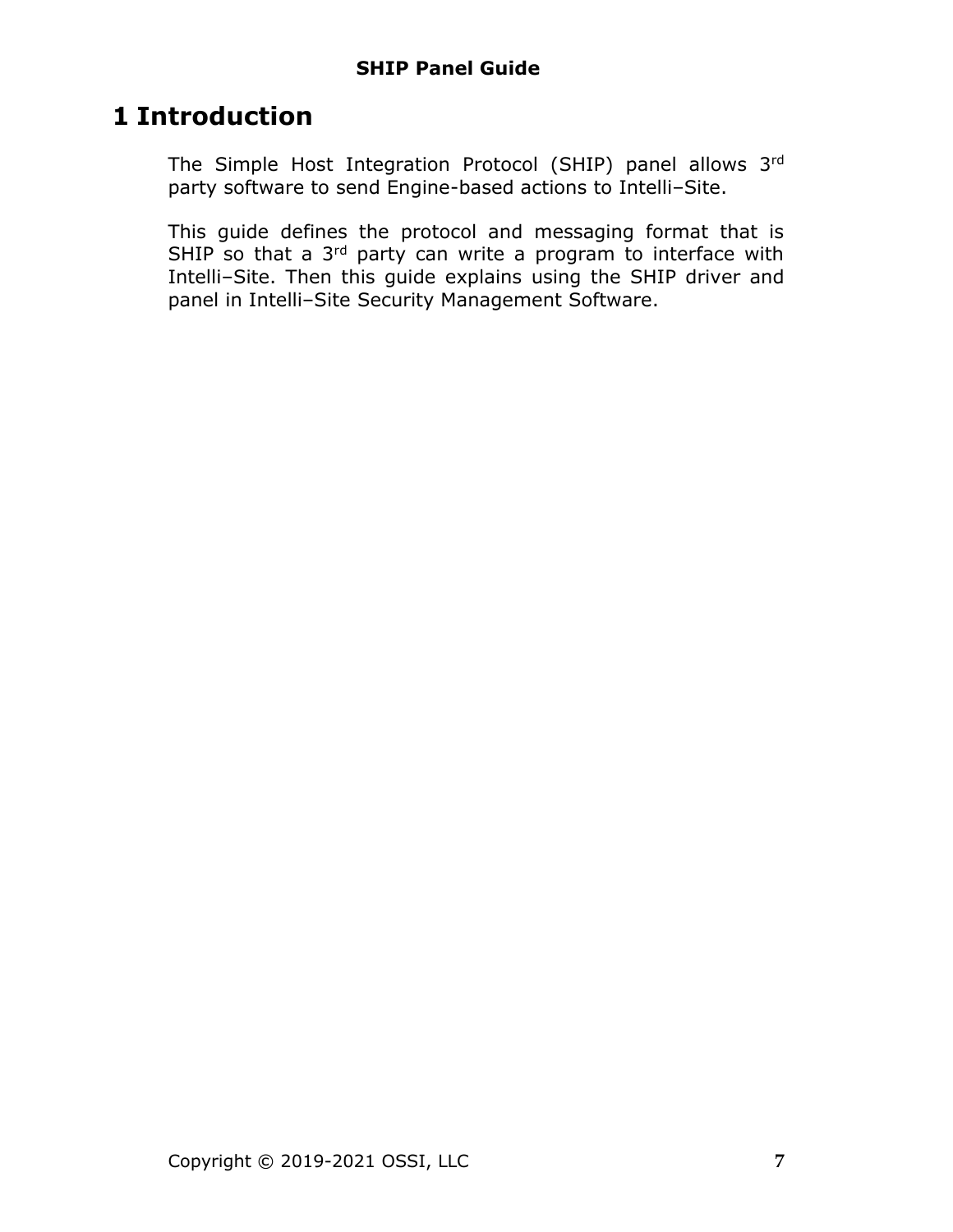# 1 Introduction

The Simple Host Integration Protocol (SHIP) panel allows 3rd party software to send Engine-based actions to Intelli–Site.

This guide defines the protocol and messaging format that is SHIP so that a 3rd party can write a program to interface with Intelli–Site. Then this guide explains using the SHIP driver and panel in Intelli–Site Security Management Software.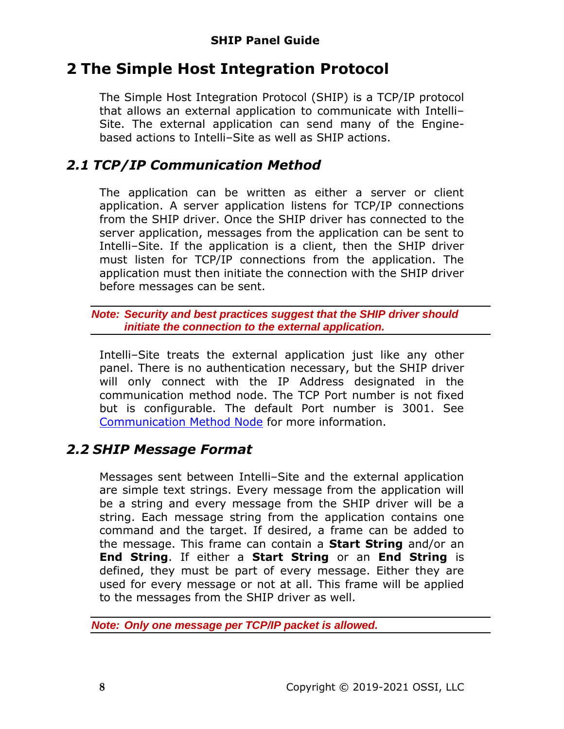# 2 The Simple Host Integration Protocol

The Simple Host Integration Protocol (SHIP) is a TCP/IP protocol that allows an external application to communicate with Intelli–Site. The external application can send many of the Engine-based actions to Intelli–Site as well as SHIP actions.

## *2.1 TCP/IP Communication Method*

The application can be written as either a server or client application. A server application listens for TCP/IP connections from the SHIP driver. Once the SHIP driver has connected to the server application, messages from the application can be sent to Intelli–Site. If the application is a client, then the SHIP driver must listen for TCP/IP connections from the application. The application must then initiate the connection with the SHIP driver before messages can be sent.

---

***Note: Security and best practices suggest that the SHIP driver should initiate the connection to the external application.***

---

Intelli–Site treats the external application just like any other panel. There is no authentication necessary, but the SHIP driver will only connect with the IP Address designated in the communication method node. The TCP Port number is not fixed but is configurable. The default Port number is 3001. See Communication Method Node for more information.

## *2.2 SHIP Message Format*

Messages sent between Intelli–Site and the external application are simple text strings. Every message from the application will be a string and every message from the SHIP driver will be a string. Each message string from the application contains one command and the target. If desired, a frame can be added to the message. This frame can contain a **Start String** and/or an **End String**. If either a **Start String** or an **End String** is defined, they must be part of every message. Either they are used for every message or not at all. This frame will be applied to the messages from the SHIP driver as well.

---

***Note: Only one message per TCP/IP packet is allowed.***

---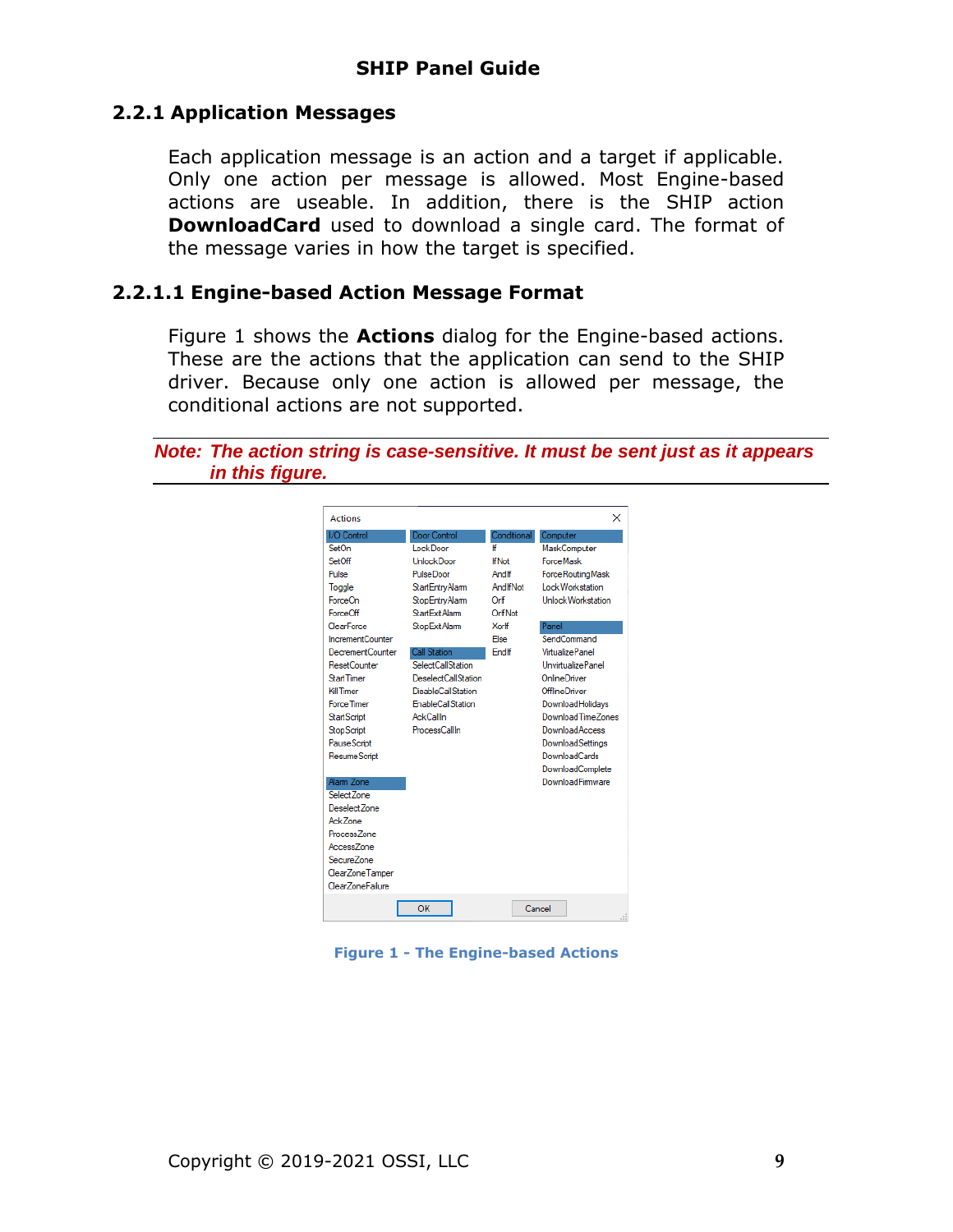## 2.2.1 Application Messages

Each application message is an action and a target if applicable. Only one action per message is allowed. Most Engine-based actions are useable. In addition, there is the SHIP action **DownloadCard** used to download a single card. The format of the message varies in how the target is specified.

### 2.2.1.1 Engine-based Action Message Format

Figure 1 shows the **Actions** dialog for the Engine-based actions. These are the actions that the application can send to the SHIP driver. Because only one action is allowed per message, the conditional actions are not supported.

*Note: The action string is case-sensitive. It must be sent just as it appears in this figure.*

Actions

| I/O Control | Door Control | Conditional | Computer |
|---|---|---|---|
| SetOn | LockDoor | If | MaskComputer |
| SetOff | UnlockDoor | IfNot | ForceMask |
| Pulse | PulseDoor | AndIf | ForceRoutingMask |
| Toggle | StartEntryAlarm | AndIfNot | LockWorkstation |
| ForceOn | StopEntryAlarm | OrIf | UnlockWorkstation |
| ForceOff | StartExitAlarm | OrIfNot | |
| ClearForce | StopExitAlarm | XorIf | **Panel** |
| IncrementCounter | | Else | SendCommand |
| DecrementCounter | **Call Station** | EndIf | VirtualizePanel |
| ResetCounter | SelectCallStation | | UnvirtualizePanel |
| StartTimer | DeselectCallStation | | OnlineDriver |
| KillTimer | DisableCallStation | | OfflineDriver |
| ForceTimer | EnableCallStation | | DownloadHolidays |
| StartScript | AckCallIn | | DownloadTimeZones |
| StopScript | ProcessCallIn | | DownloadAccess |
| PauseScript | | | DownloadSettings |
| ResumeScript | | | DownloadCards |
| | | | DownloadComplete |
| **Alarm Zone** | | | DownloadFirmware |
| SelectZone | | | |
| DeselectZone | | | |
| AckZone | | | |
| ProcessZone | | | |
| AccessZone | | | |
| SecureZone | | | |
| ClearZoneTamper | | | |
| ClearZoneFailure | | | |

OK　Cancel

**Figure 1 - The Engine-based Actions**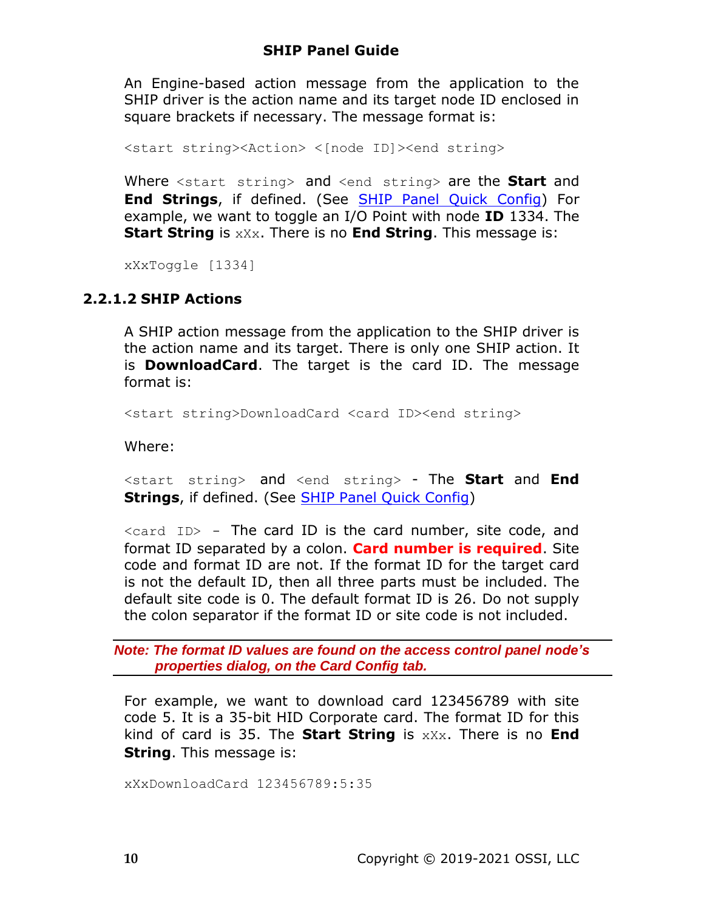An Engine-based action message from the application to the SHIP driver is the action name and its target node ID enclosed in square brackets if necessary. The message format is:

```
<start string><Action> <[node ID]><end string>
```

Where `<start string>` and `<end string>` are the **Start** and **End Strings**, if defined. (See SHIP Panel Quick Config) For example, we want to toggle an I/O Point with node **ID** 1334. The **Start String** is `xXx`. There is no **End String**. This message is:

```
xXxToggle [1334]
```

### 2.2.1.2 SHIP Actions

A SHIP action message from the application to the SHIP driver is the action name and its target. There is only one SHIP action. It is **DownloadCard**. The target is the card ID. The message format is:

```
<start string>DownloadCard <card ID><end string>
```

Where:

`<start string>` and `<end string>` - The **Start** and **End Strings**, if defined. (See SHIP Panel Quick Config)

`<card ID>` - The card ID is the card number, site code, and format ID separated by a colon. **Card number is required**. Site code and format ID are not. If the format ID for the target card is not the default ID, then all three parts must be included. The default site code is 0. The default format ID is 26. Do not supply the colon separator if the format ID or site code is not included.

***Note: The format ID values are found on the access control panel node's properties dialog, on the Card Config tab.***

For example, we want to download card 123456789 with site code 5. It is a 35-bit HID Corporate card. The format ID for this kind of card is 35. The **Start String** is `xXx`. There is no **End String**. This message is:

```
xXxDownloadCard 123456789:5:35
```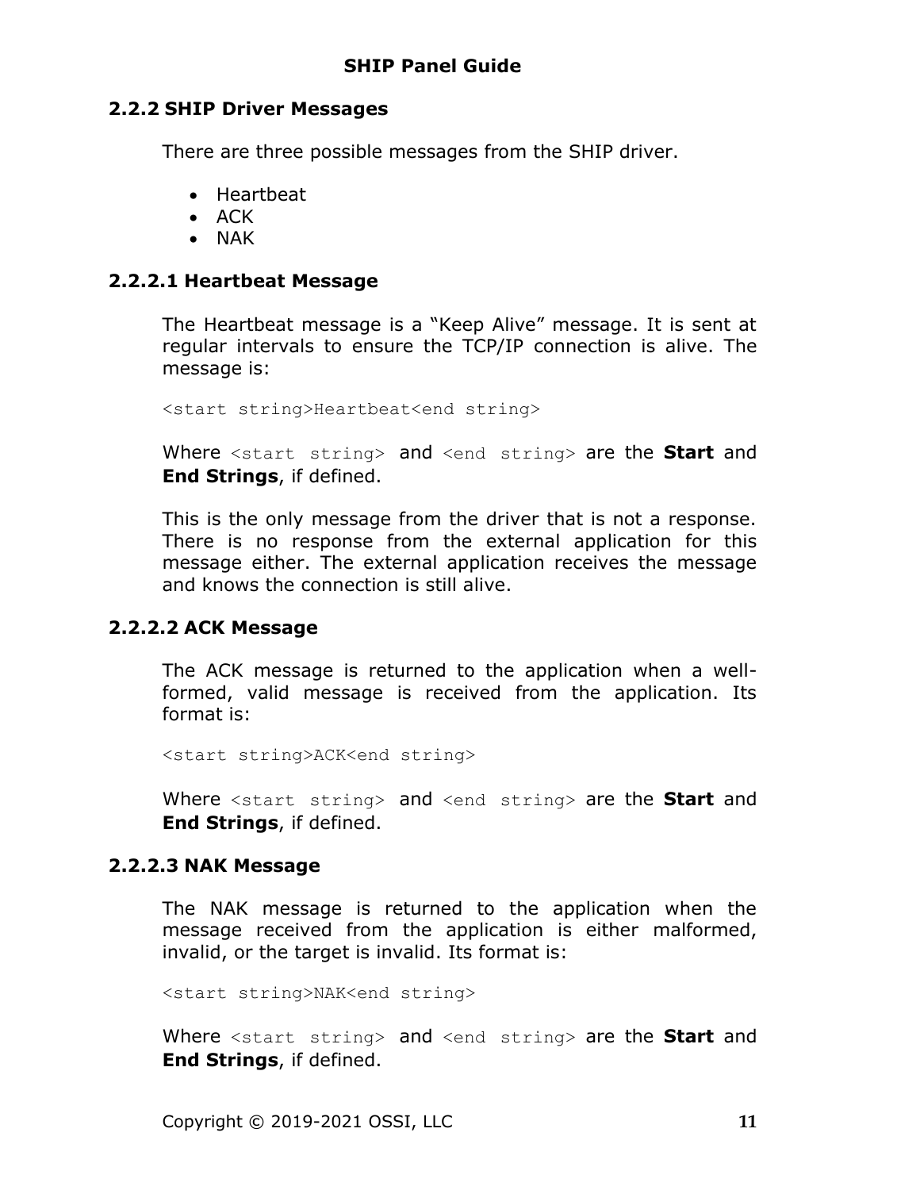### 2.2.2 SHIP Driver Messages

There are three possible messages from the SHIP driver.

- Heartbeat
- ACK
- NAK

#### 2.2.2.1 Heartbeat Message

The Heartbeat message is a "Keep Alive" message. It is sent at regular intervals to ensure the TCP/IP connection is alive. The message is:

```
<start string>Heartbeat<end string>
```

Where `<start string>` and `<end string>` are the **Start** and **End Strings**, if defined.

This is the only message from the driver that is not a response. There is no response from the external application for this message either. The external application receives the message and knows the connection is still alive.

#### 2.2.2.2 ACK Message

The ACK message is returned to the application when a well-formed, valid message is received from the application. Its format is:

```
<start string>ACK<end string>
```

Where `<start string>` and `<end string>` are the **Start** and **End Strings**, if defined.

#### 2.2.2.3 NAK Message

The NAK message is returned to the application when the message received from the application is either malformed, invalid, or the target is invalid. Its format is:

```
<start string>NAK<end string>
```

Where `<start string>` and `<end string>` are the **Start** and **End Strings**, if defined.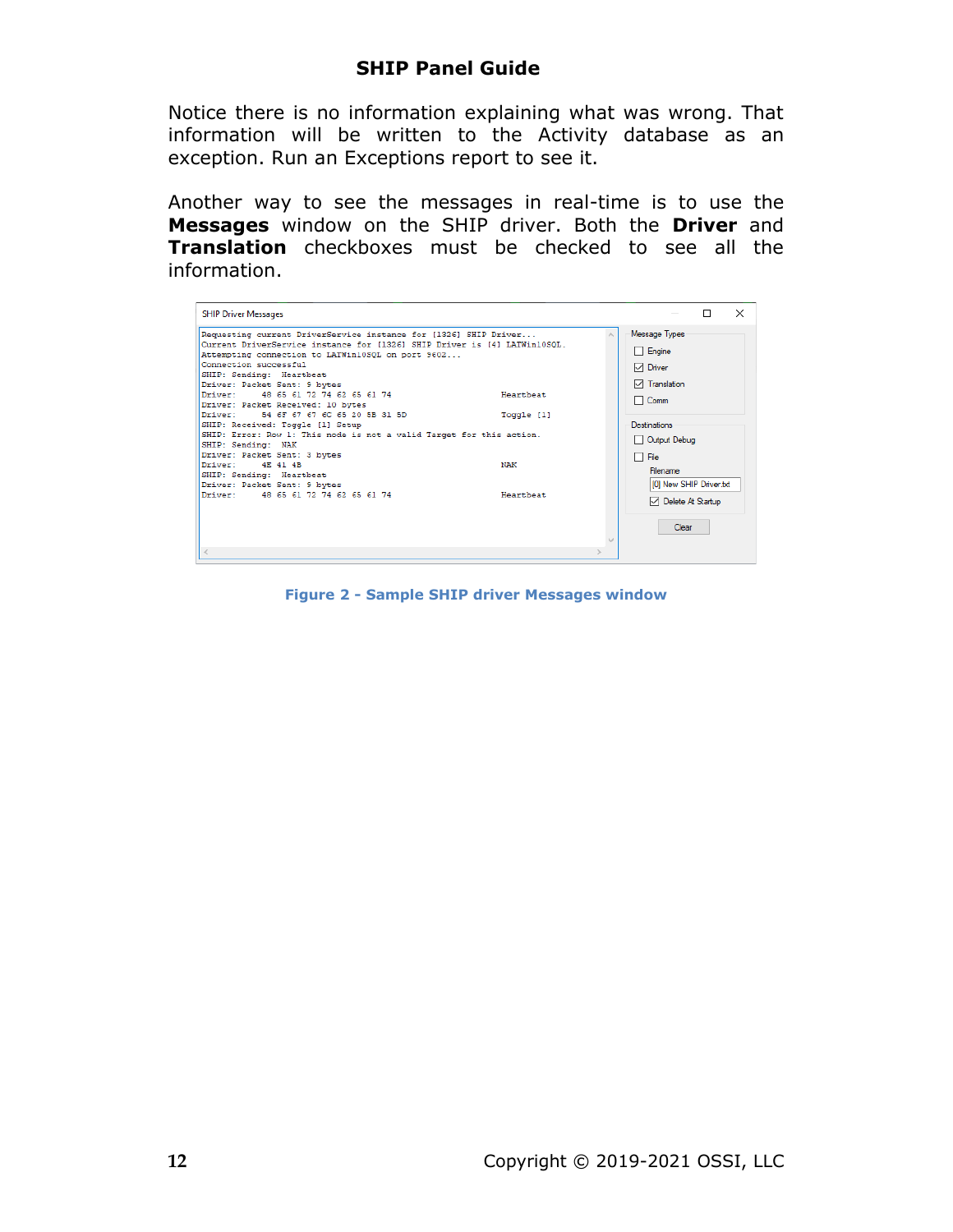Notice there is no information explaining what was wrong. That information will be written to the Activity database as an exception. Run an Exceptions report to see it.

Another way to see the messages in real-time is to use the **Messages** window on the SHIP driver. Both the **Driver** and **Translation** checkboxes must be checked to see all the information.

```
Requesting current DriverService instance for [1326] SHIP Driver...
Current DriverService instance for [1326] SHIP Driver is [4] LATWin10SQL.
Attempting connection to LATWin10SQL on port 9602...
Connection successful
SHIP: Sending:  Heartbeat
Driver: Packet Sent: 9 bytes
Driver:     48 65 61 72 74 62 65 61 74                    Heartbeat
Driver: Packet Received: 10 bytes
Driver:     54 6F 67 67 6C 65 20 5B 31 5D                 Toggle [1]
SHIP: Received: Toggle [1] Setup
SHIP: Error: Row 1: This node is not a valid Target for this action.
SHIP: Sending:  NAK
Driver: Packet Sent: 3 bytes
Driver:     4E 41 4B                                      NAK
SHIP: Sending:  Heartbeat
Driver: Packet Sent: 9 bytes
Driver:     48 65 61 72 74 62 65 61 74                    Heartbeat
```

**Figure 2 - Sample SHIP driver Messages window**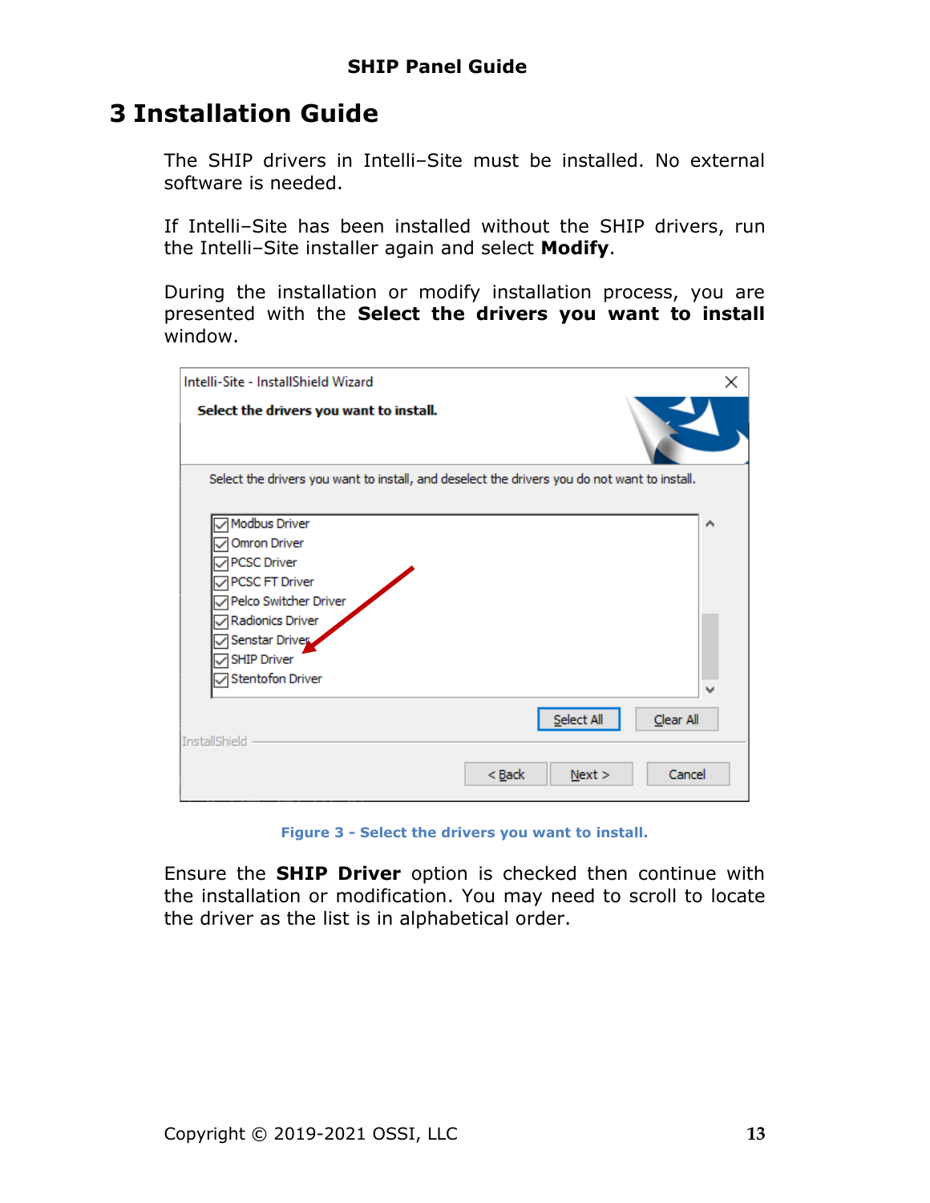# 3 Installation Guide

The SHIP drivers in Intelli–Site must be installed. No external software is needed.

If Intelli–Site has been installed without the SHIP drivers, run the Intelli–Site installer again and select **Modify**.

During the installation or modify installation process, you are presented with the **Select the drivers you want to install** window.

Figure 3 - Select the drivers you want to install.

Ensure the **SHIP Driver** option is checked then continue with the installation or modification. You may need to scroll to locate the driver as the list is in alphabetical order.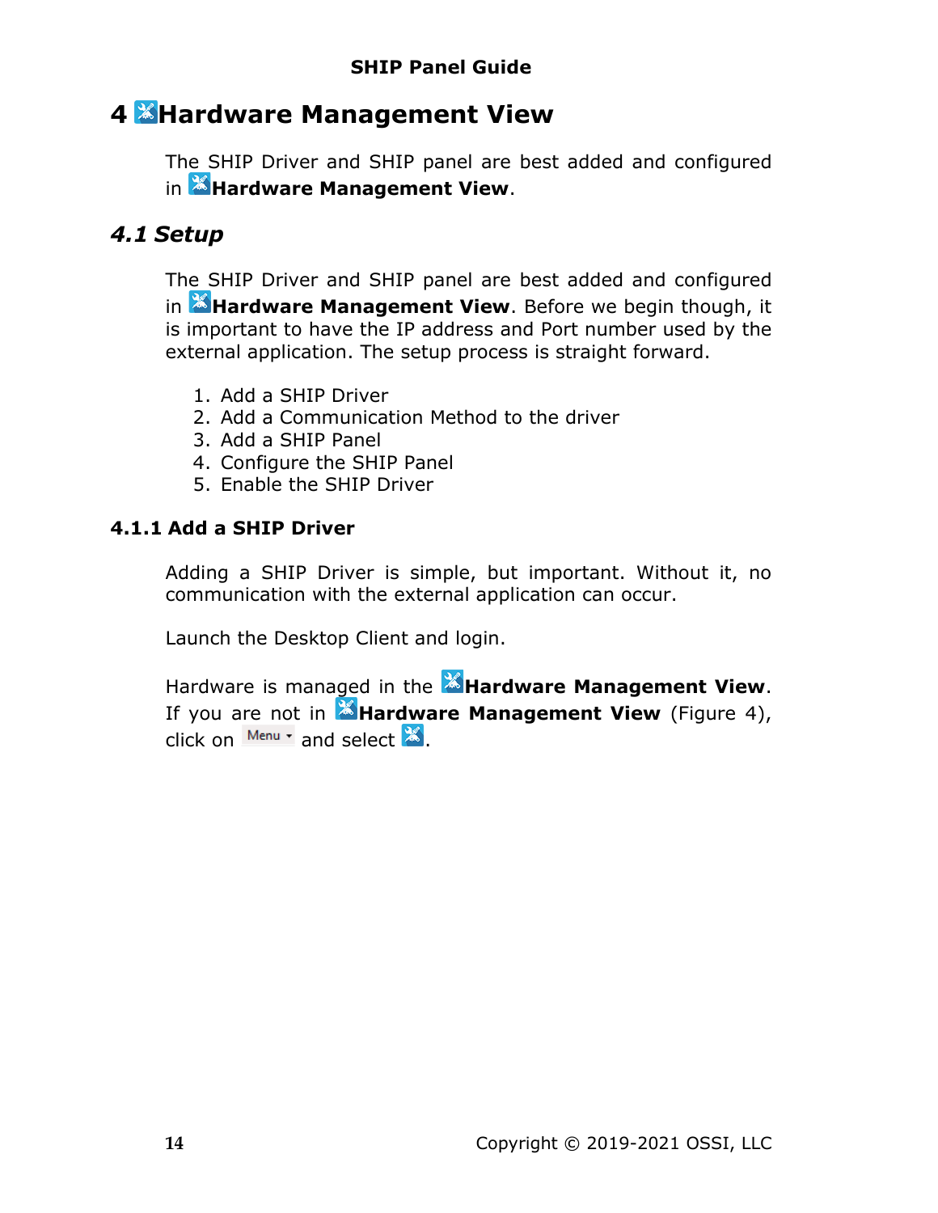# 4 Hardware Management View

The SHIP Driver and SHIP panel are best added and configured in **Hardware Management View**.

## *4.1 Setup*

The SHIP Driver and SHIP panel are best added and configured in **Hardware Management View**. Before we begin though, it is important to have the IP address and Port number used by the external application. The setup process is straight forward.

1. Add a SHIP Driver
2. Add a Communication Method to the driver
3. Add a SHIP Panel
4. Configure the SHIP Panel
5. Enable the SHIP Driver

### 4.1.1 Add a SHIP Driver

Adding a SHIP Driver is simple, but important. Without it, no communication with the external application can occur.

Launch the Desktop Client and login.

Hardware is managed in the **Hardware Management View**. If you are not in **Hardware Management View** (Figure 4), click on Menu and select .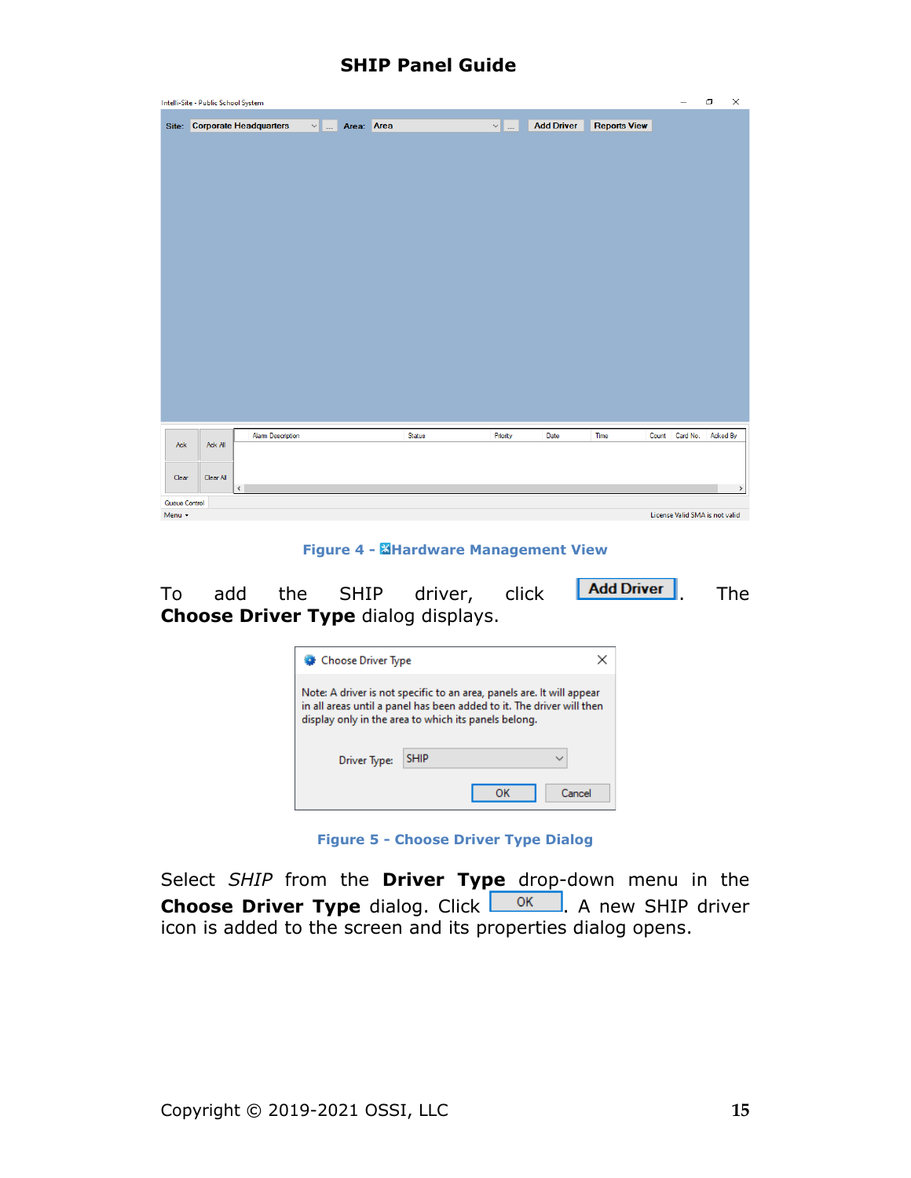Figure 4 - Hardware Management View

To add the SHIP driver, click **Add Driver**. The **Choose Driver Type** dialog displays.

Figure 5 - Choose Driver Type Dialog

Select *SHIP* from the **Driver Type** drop-down menu in the **Choose Driver Type** dialog. Click OK. A new SHIP driver icon is added to the screen and its properties dialog opens.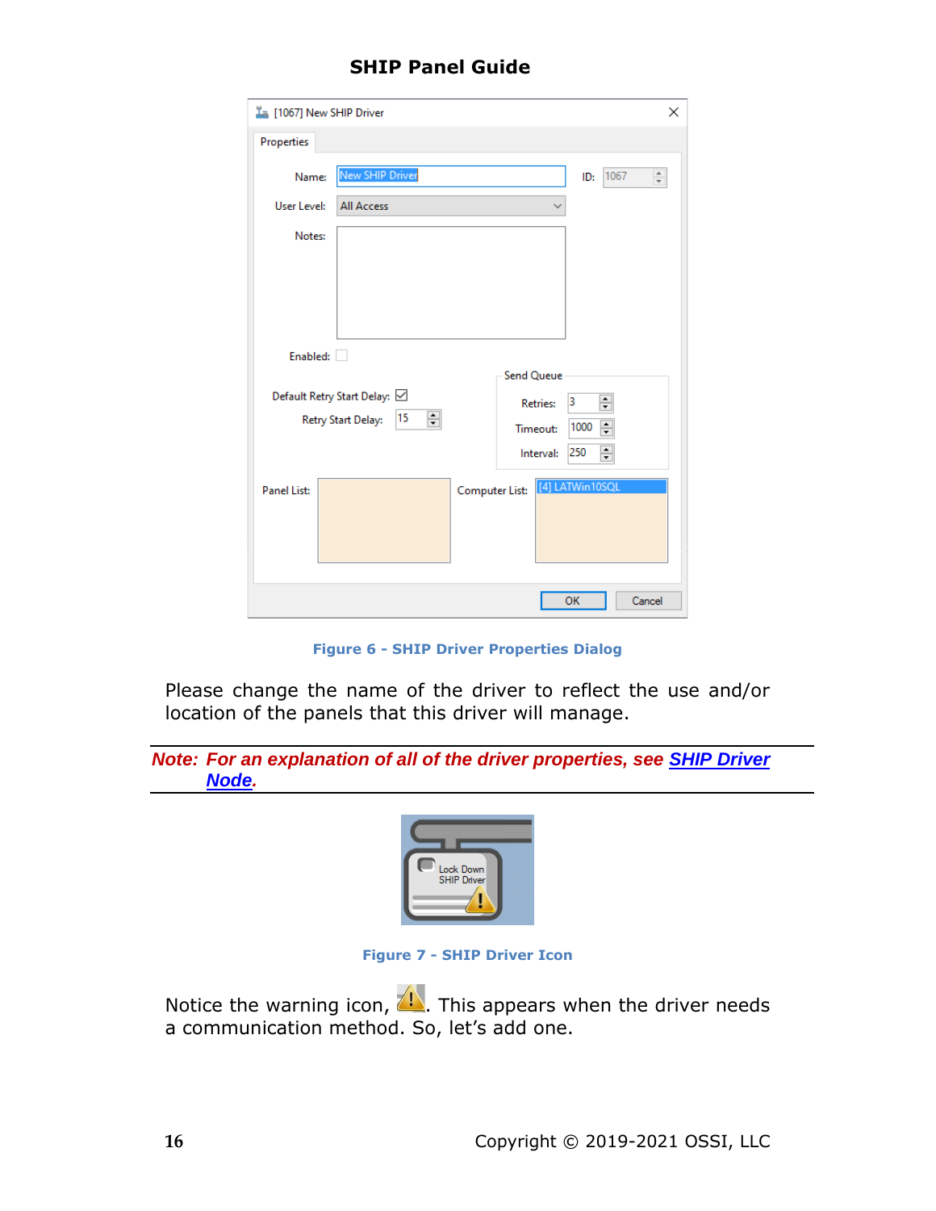Figure 6 - SHIP Driver Properties Dialog

Please change the name of the driver to reflect the use and/or location of the panels that this driver will manage.

---

***Note: For an explanation of all of the driver properties, see SHIP Driver Node.***

---

Figure 7 - SHIP Driver Icon

Notice the warning icon, ⚠. This appears when the driver needs a communication method. So, let's add one.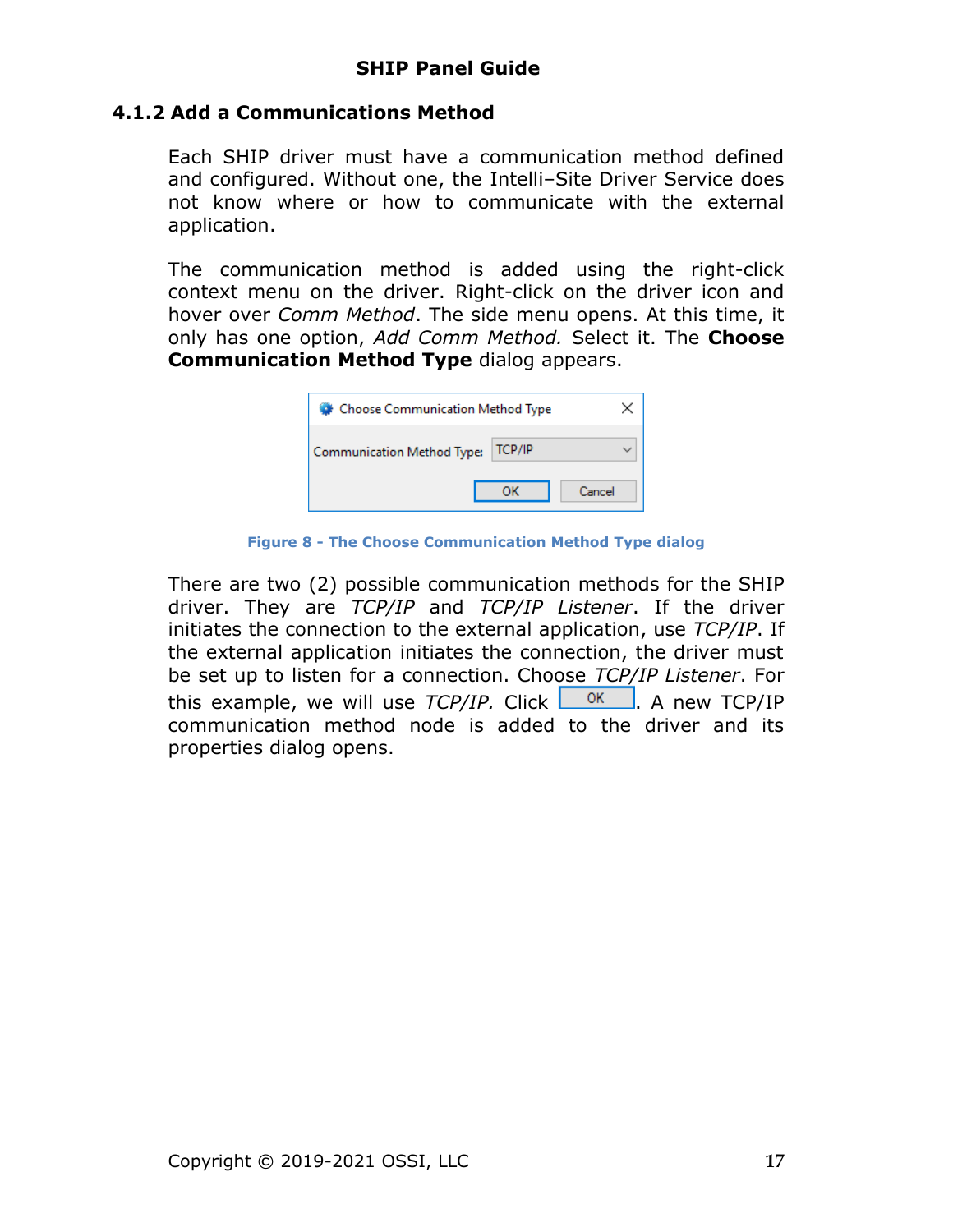## 4.1.2 Add a Communications Method

Each SHIP driver must have a communication method defined and configured. Without one, the Intelli–Site Driver Service does not know where or how to communicate with the external application.

The communication method is added using the right-click context menu on the driver. Right-click on the driver icon and hover over *Comm Method*. The side menu opens. At this time, it only has one option, *Add Comm Method.* Select it. The **Choose Communication Method Type** dialog appears.

Figure 8 - The Choose Communication Method Type dialog

There are two (2) possible communication methods for the SHIP driver. They are *TCP/IP* and *TCP/IP Listener*. If the driver initiates the connection to the external application, use *TCP/IP*. If the external application initiates the connection, the driver must be set up to listen for a connection. Choose *TCP/IP Listener*. For this example, we will use *TCP/IP.* Click OK. A new TCP/IP communication method node is added to the driver and its properties dialog opens.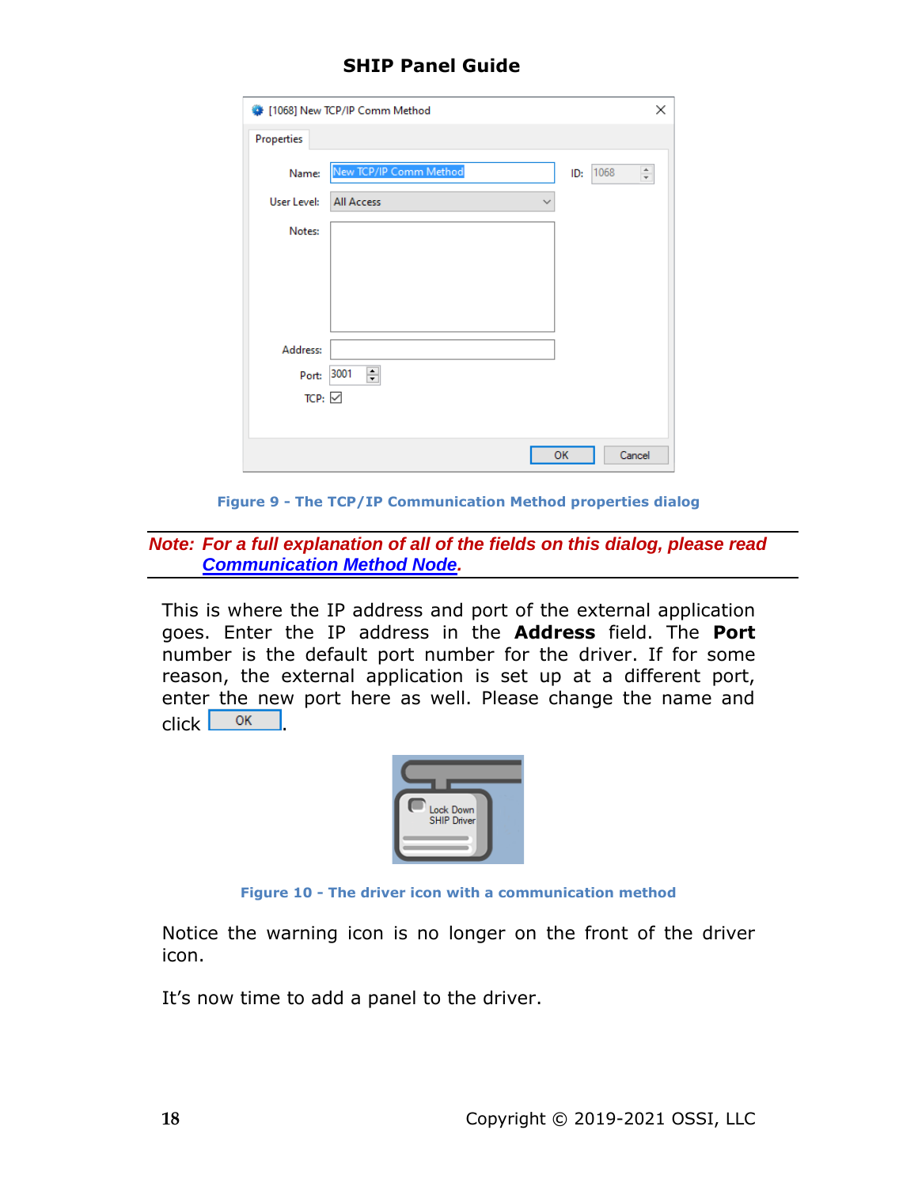Figure 9 - The TCP/IP Communication Method properties dialog

***Note: For a full explanation of all of the fields on this dialog, please read Communication Method Node.***

This is where the IP address and port of the external application goes. Enter the IP address in the **Address** field. The **Port** number is the default port number for the driver. If for some reason, the external application is set up at a different port, enter the new port here as well. Please change the name and click OK.

Figure 10 - The driver icon with a communication method

Notice the warning icon is no longer on the front of the driver icon.

It's now time to add a panel to the driver.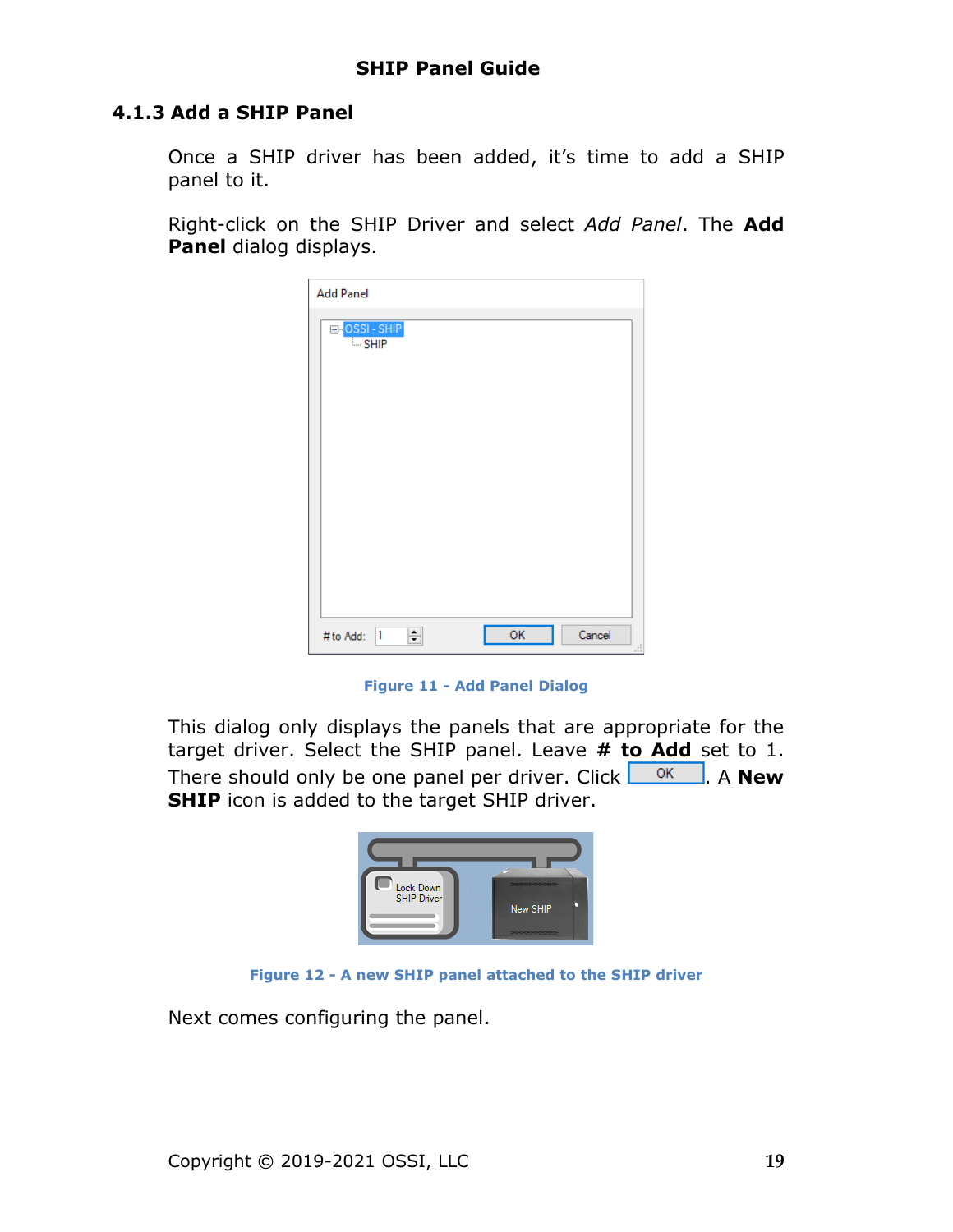### 4.1.3 Add a SHIP Panel

Once a SHIP driver has been added, it's time to add a SHIP panel to it.

Right-click on the SHIP Driver and select *Add Panel*. The **Add Panel** dialog displays.

Figure 11 - Add Panel Dialog

This dialog only displays the panels that are appropriate for the target driver. Select the SHIP panel. Leave **# to Add** set to 1. There should only be one panel per driver. Click OK. A **New SHIP** icon is added to the target SHIP driver.

Figure 12 - A new SHIP panel attached to the SHIP driver

Next comes configuring the panel.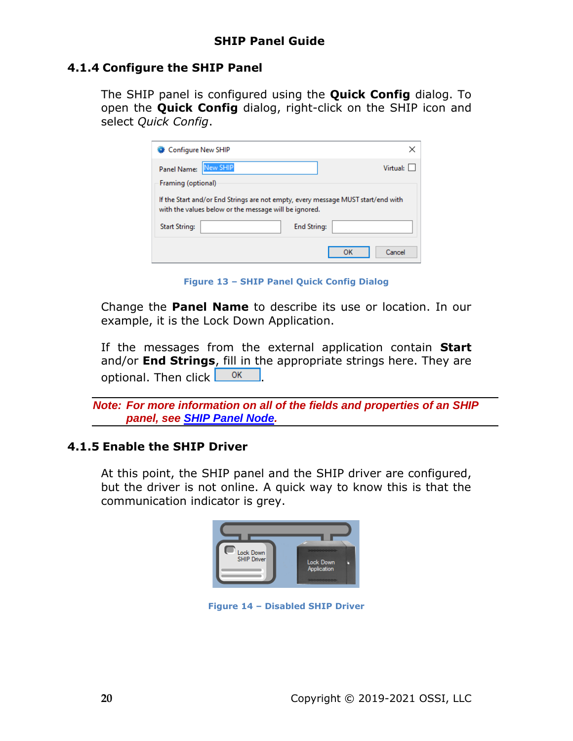## 4.1.4 Configure the SHIP Panel

The SHIP panel is configured using the **Quick Config** dialog. To open the **Quick Config** dialog, right-click on the SHIP icon and select *Quick Config*.

Figure 13 – SHIP Panel Quick Config Dialog

Change the **Panel Name** to describe its use or location. In our example, it is the Lock Down Application.

If the messages from the external application contain **Start** and/or **End Strings**, fill in the appropriate strings here. They are optional. Then click OK.

***Note:** For more information on all of the fields and properties of an SHIP panel, see SHIP Panel Node.*

## 4.1.5 Enable the SHIP Driver

At this point, the SHIP panel and the SHIP driver are configured, but the driver is not online. A quick way to know this is that the communication indicator is grey.

Figure 14 – Disabled SHIP Driver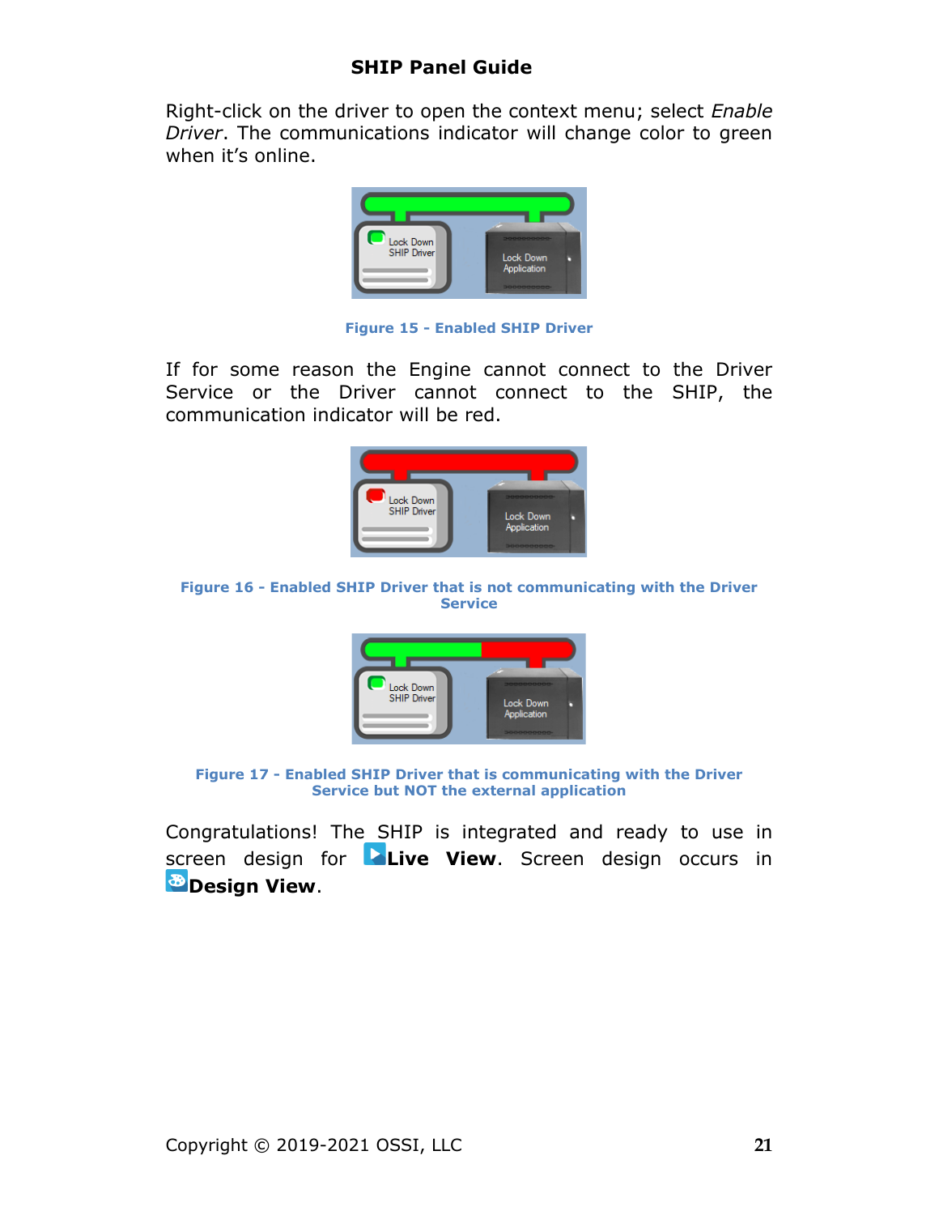Right-click on the driver to open the context menu; select *Enable Driver*. The communications indicator will change color to green when it's online.

**Figure 15 - Enabled SHIP Driver**

If for some reason the Engine cannot connect to the Driver Service or the Driver cannot connect to the SHIP, the communication indicator will be red.

**Figure 16 - Enabled SHIP Driver that is not communicating with the Driver Service**

**Figure 17 - Enabled SHIP Driver that is communicating with the Driver Service but NOT the external application**

Congratulations! The SHIP is integrated and ready to use in screen design for **Live View**. Screen design occurs in **Design View**.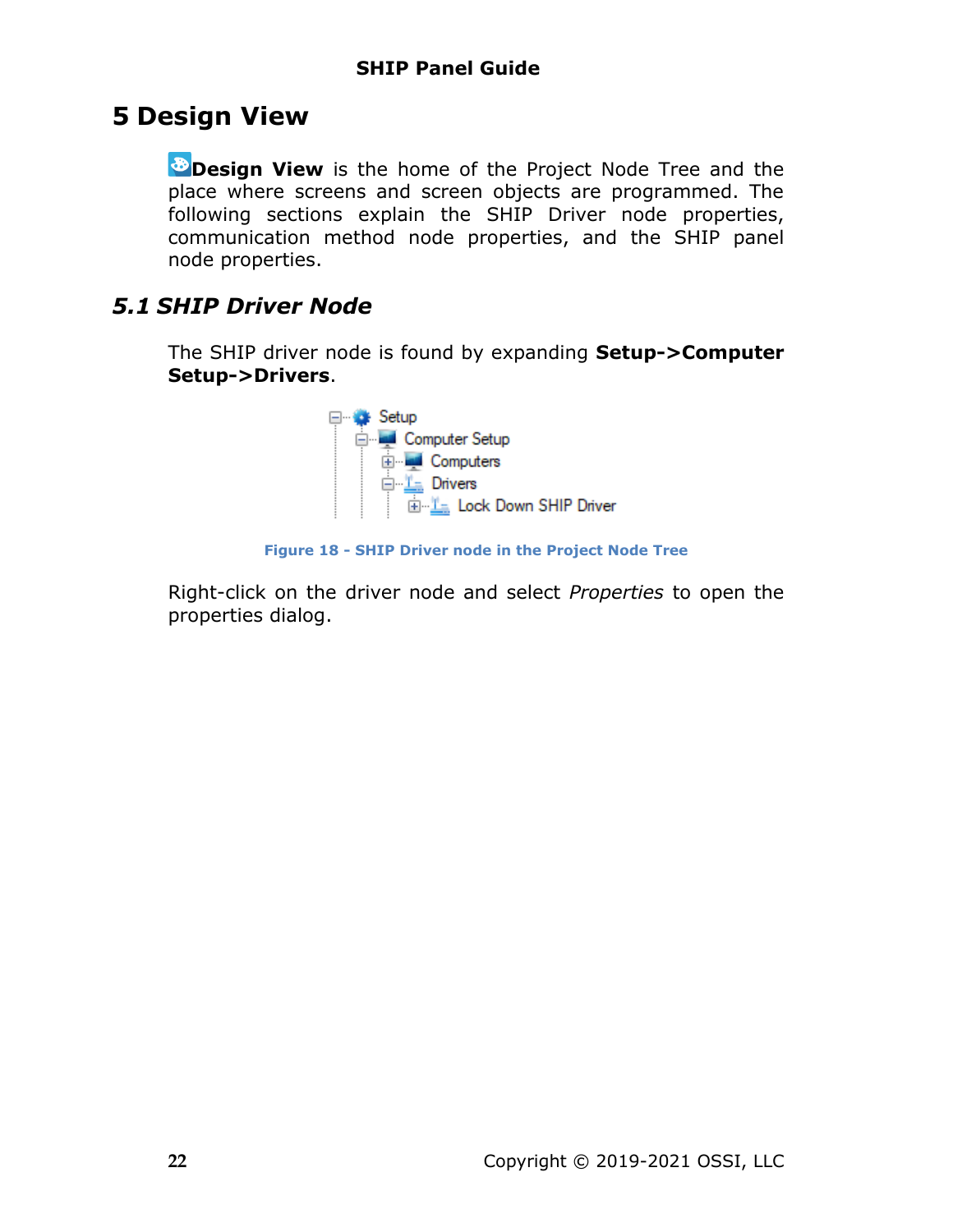# 5 Design View

**Design View** is the home of the Project Node Tree and the place where screens and screen objects are programmed. The following sections explain the SHIP Driver node properties, communication method node properties, and the SHIP panel node properties.

## *5.1 SHIP Driver Node*

The SHIP driver node is found by expanding **Setup->Computer Setup->Drivers**.

Figure 18 - SHIP Driver node in the Project Node Tree

Right-click on the driver node and select *Properties* to open the properties dialog.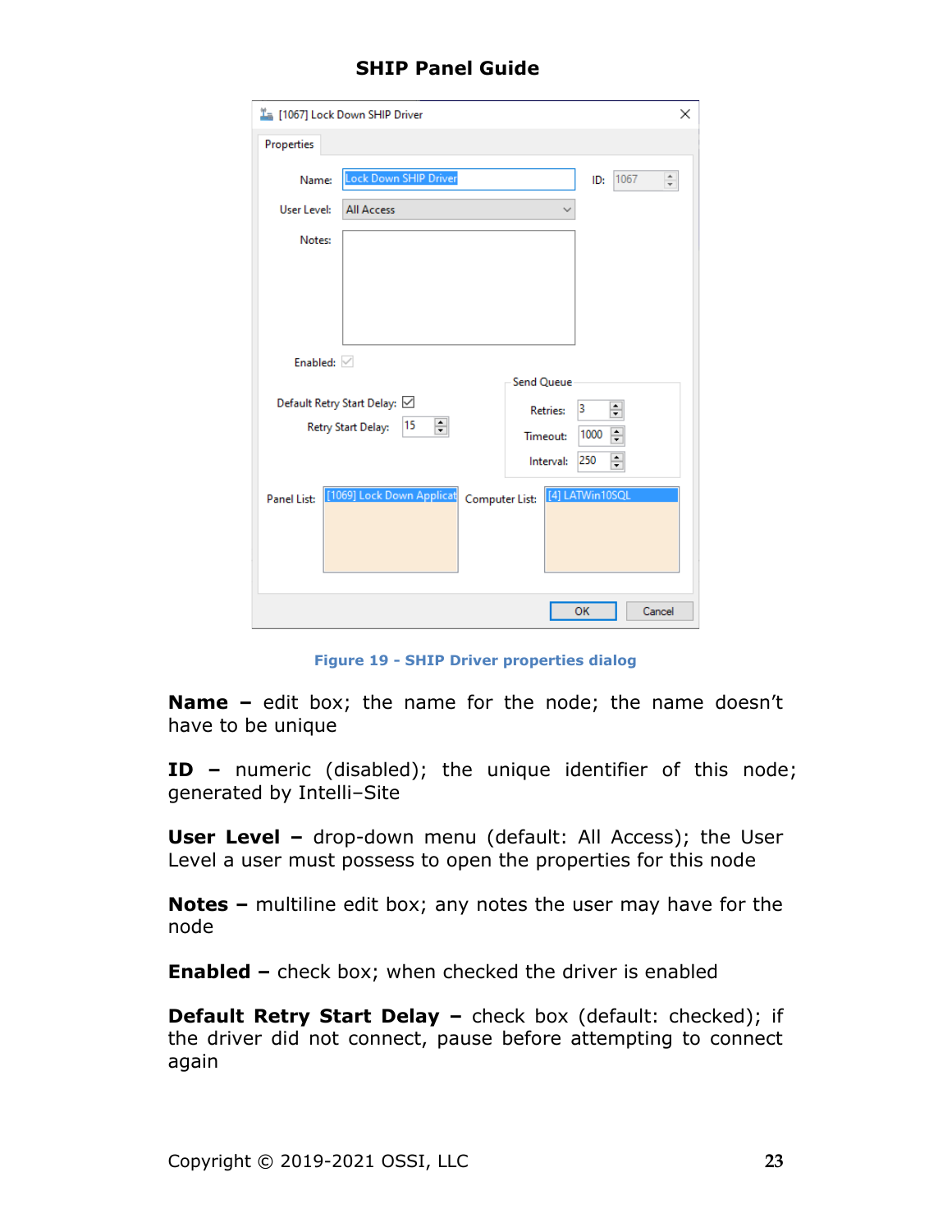Figure 19 - SHIP Driver properties dialog

**Name –** edit box; the name for the node; the name doesn't have to be unique

**ID –** numeric (disabled); the unique identifier of this node; generated by Intelli–Site

**User Level –** drop-down menu (default: All Access); the User Level a user must possess to open the properties for this node

**Notes –** multiline edit box; any notes the user may have for the node

**Enabled –** check box; when checked the driver is enabled

**Default Retry Start Delay –** check box (default: checked); if the driver did not connect, pause before attempting to connect again

Copyright © 2019-2021 OSSI, LLC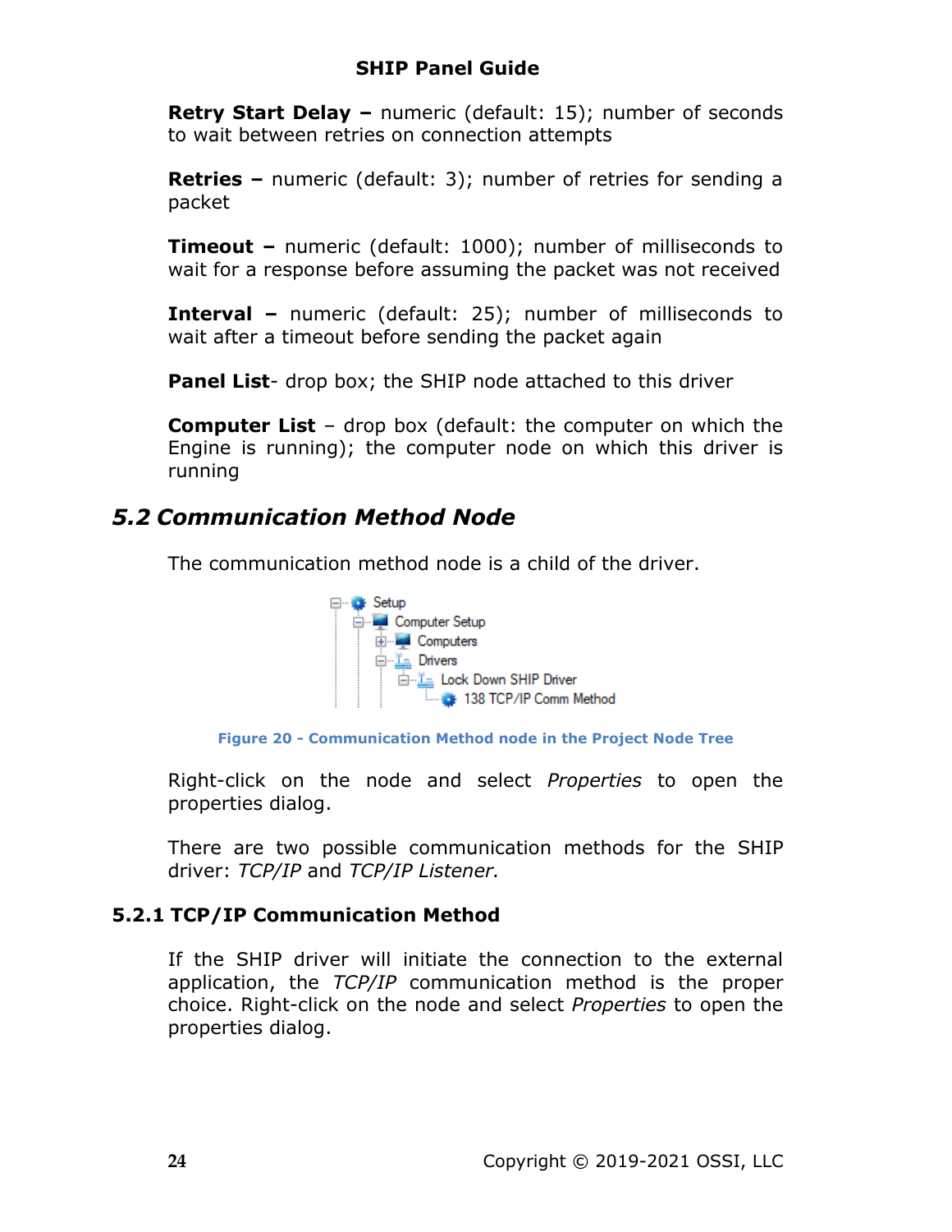**Retry Start Delay –** numeric (default: 15); number of seconds to wait between retries on connection attempts

**Retries –** numeric (default: 3); number of retries for sending a packet

**Timeout –** numeric (default: 1000); number of milliseconds to wait for a response before assuming the packet was not received

**Interval –** numeric (default: 25); number of milliseconds to wait after a timeout before sending the packet again

**Panel List**- drop box; the SHIP node attached to this driver

**Computer List** – drop box (default: the computer on which the Engine is running); the computer node on which this driver is running

## *5.2 Communication Method Node*

The communication method node is a child of the driver.

Figure 20 - Communication Method node in the Project Node Tree

Right-click on the node and select *Properties* to open the properties dialog.

There are two possible communication methods for the SHIP driver: *TCP/IP* and *TCP/IP Listener.*

### 5.2.1 TCP/IP Communication Method

If the SHIP driver will initiate the connection to the external application, the *TCP/IP* communication method is the proper choice. Right-click on the node and select *Properties* to open the properties dialog.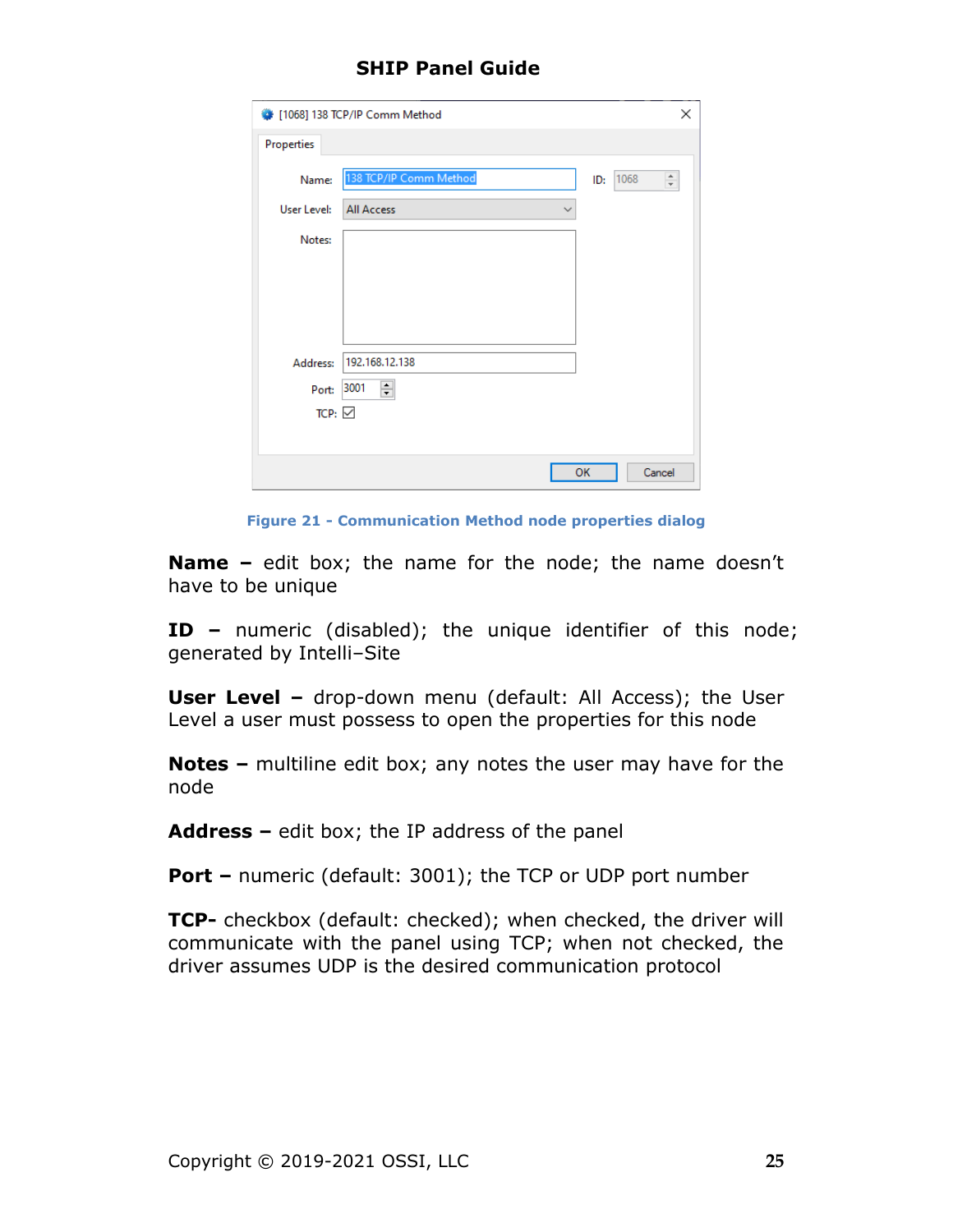Figure 21 - Communication Method node properties dialog

**Name –** edit box; the name for the node; the name doesn't have to be unique

**ID –** numeric (disabled); the unique identifier of this node; generated by Intelli–Site

**User Level –** drop-down menu (default: All Access); the User Level a user must possess to open the properties for this node

**Notes –** multiline edit box; any notes the user may have for the node

**Address –** edit box; the IP address of the panel

**Port –** numeric (default: 3001); the TCP or UDP port number

**TCP-** checkbox (default: checked); when checked, the driver will communicate with the panel using TCP; when not checked, the driver assumes UDP is the desired communication protocol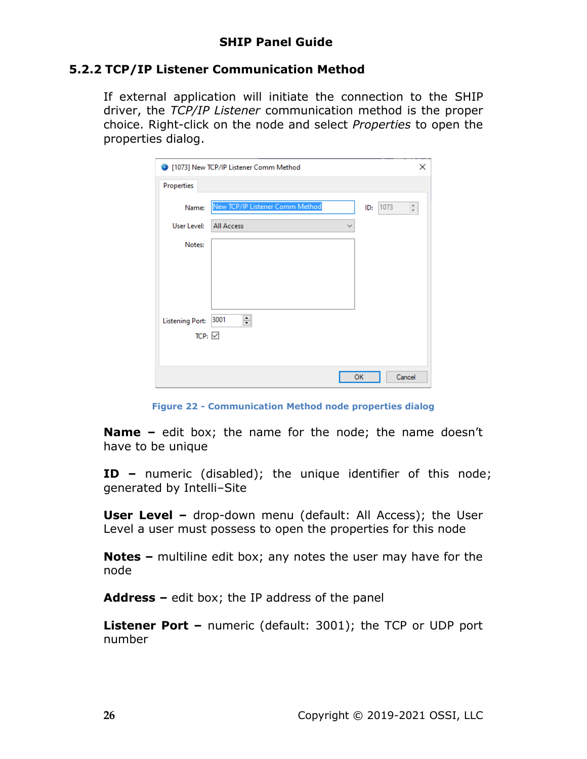### 5.2.2 TCP/IP Listener Communication Method

If external application will initiate the connection to the SHIP driver, the *TCP/IP Listener* communication method is the proper choice. Right-click on the node and select *Properties* to open the properties dialog.

Figure 22 - Communication Method node properties dialog

**Name –** edit box; the name for the node; the name doesn't have to be unique

**ID –** numeric (disabled); the unique identifier of this node; generated by Intelli–Site

**User Level –** drop-down menu (default: All Access); the User Level a user must possess to open the properties for this node

**Notes –** multiline edit box; any notes the user may have for the node

**Address –** edit box; the IP address of the panel

**Listener Port –** numeric (default: 3001); the TCP or UDP port number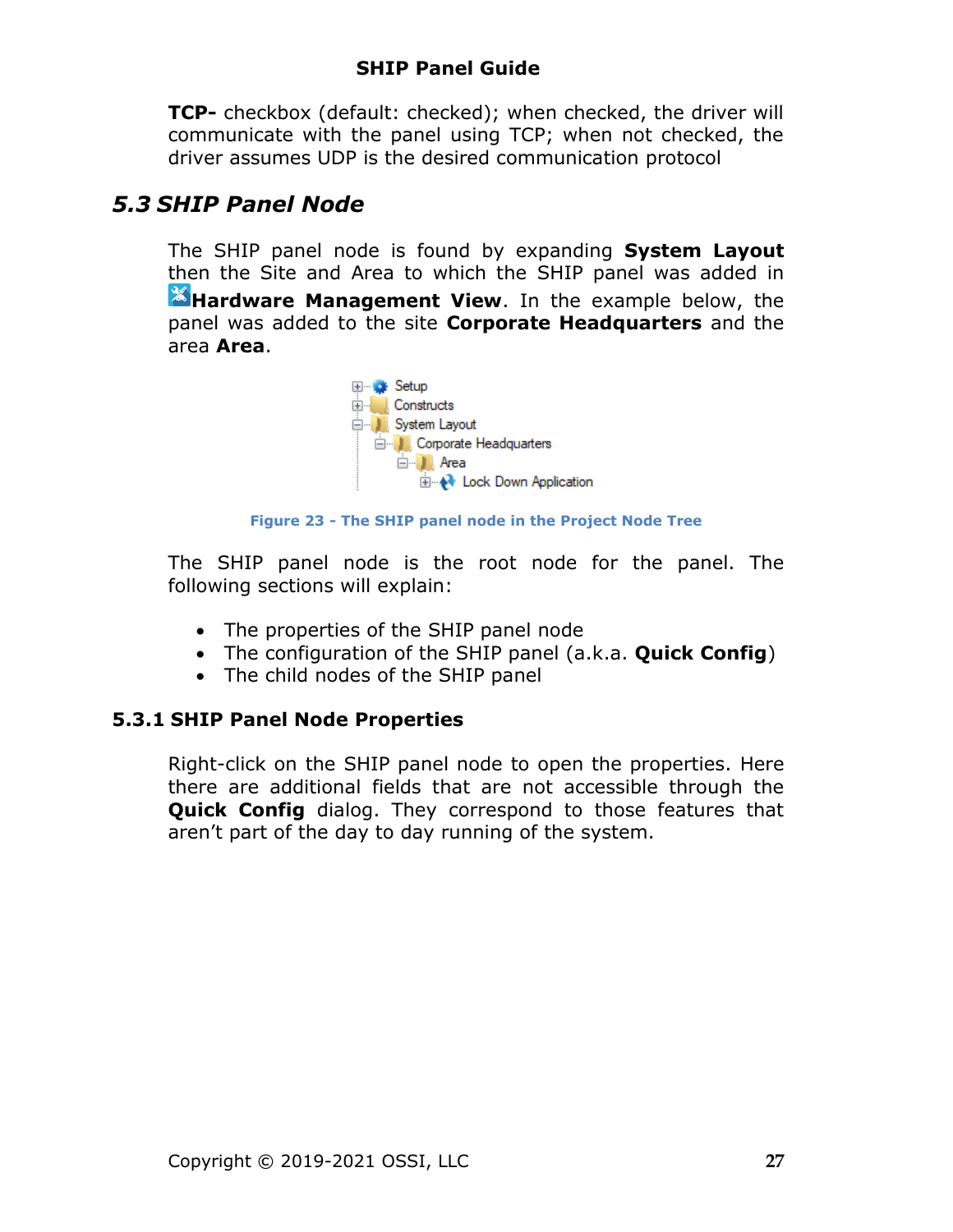**TCP-** checkbox (default: checked); when checked, the driver will communicate with the panel using TCP; when not checked, the driver assumes UDP is the desired communication protocol

## *5.3 SHIP Panel Node*

The SHIP panel node is found by expanding **System Layout** then the Site and Area to which the SHIP panel was added in **Hardware Management View**. In the example below, the panel was added to the site **Corporate Headquarters** and the area **Area**.

Figure 23 - The SHIP panel node in the Project Node Tree

The SHIP panel node is the root node for the panel. The following sections will explain:

- The properties of the SHIP panel node
- The configuration of the SHIP panel (a.k.a. **Quick Config**)
- The child nodes of the SHIP panel

### 5.3.1 SHIP Panel Node Properties

Right-click on the SHIP panel node to open the properties. Here there are additional fields that are not accessible through the **Quick Config** dialog. They correspond to those features that aren't part of the day to day running of the system.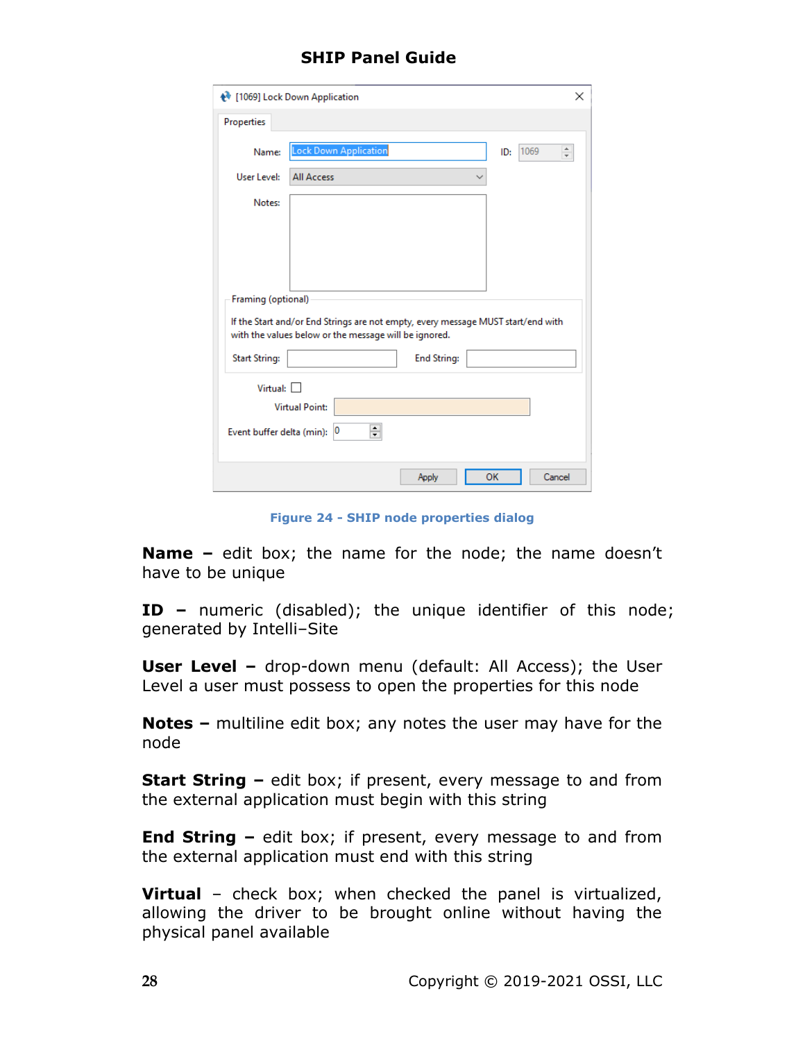Figure 24 - SHIP node properties dialog

**Name –** edit box; the name for the node; the name doesn't have to be unique

**ID –** numeric (disabled); the unique identifier of this node; generated by Intelli–Site

**User Level –** drop-down menu (default: All Access); the User Level a user must possess to open the properties for this node

**Notes –** multiline edit box; any notes the user may have for the node

**Start String –** edit box; if present, every message to and from the external application must begin with this string

**End String –** edit box; if present, every message to and from the external application must end with this string

**Virtual** – check box; when checked the panel is virtualized, allowing the driver to be brought online without having the physical panel available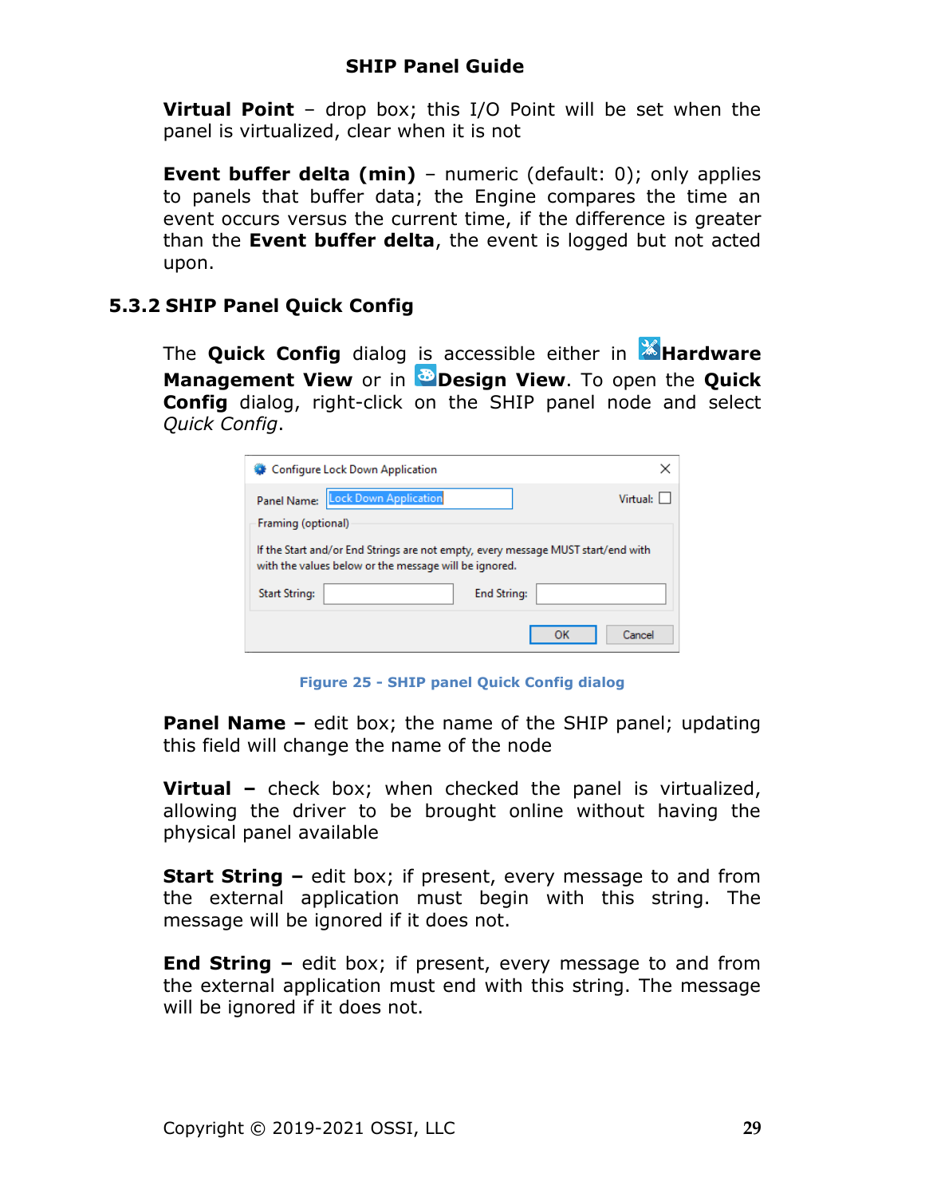**Virtual Point** – drop box; this I/O Point will be set when the panel is virtualized, clear when it is not

**Event buffer delta (min)** – numeric (default: 0); only applies to panels that buffer data; the Engine compares the time an event occurs versus the current time, if the difference is greater than the **Event buffer delta**, the event is logged but not acted upon.

### 5.3.2 SHIP Panel Quick Config

The **Quick Config** dialog is accessible either in **Hardware Management View** or in **Design View**. To open the **Quick Config** dialog, right-click on the SHIP panel node and select *Quick Config*.

Figure 25 - SHIP panel Quick Config dialog

**Panel Name –** edit box; the name of the SHIP panel; updating this field will change the name of the node

**Virtual –** check box; when checked the panel is virtualized, allowing the driver to be brought online without having the physical panel available

**Start String –** edit box; if present, every message to and from the external application must begin with this string. The message will be ignored if it does not.

**End String –** edit box; if present, every message to and from the external application must end with this string. The message will be ignored if it does not.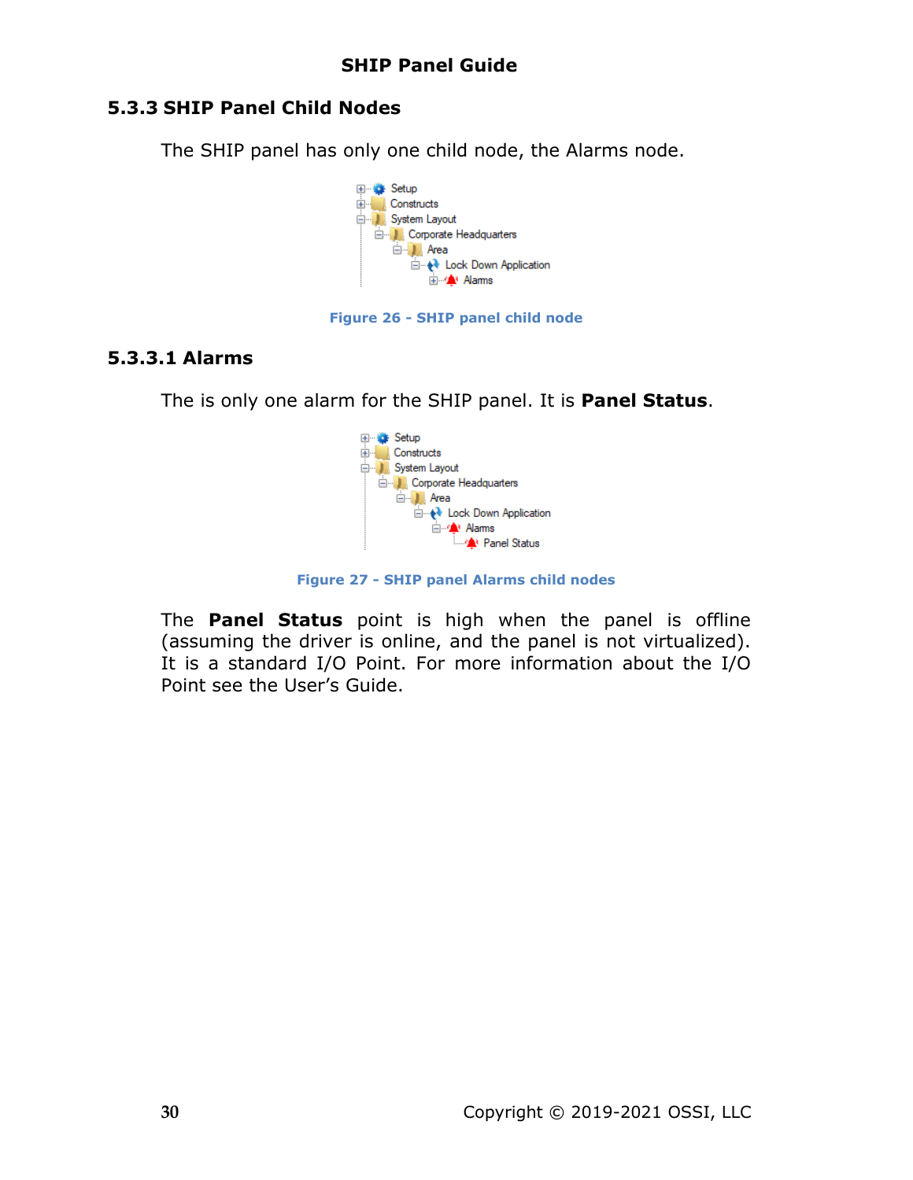## 5.3.3 SHIP Panel Child Nodes

The SHIP panel has only one child node, the Alarms node.

Figure 26 - SHIP panel child node

### 5.3.3.1 Alarms

The is only one alarm for the SHIP panel. It is **Panel Status**.

Figure 27 - SHIP panel Alarms child nodes

The **Panel Status** point is high when the panel is offline (assuming the driver is online, and the panel is not virtualized). It is a standard I/O Point. For more information about the I/O Point see the User's Guide.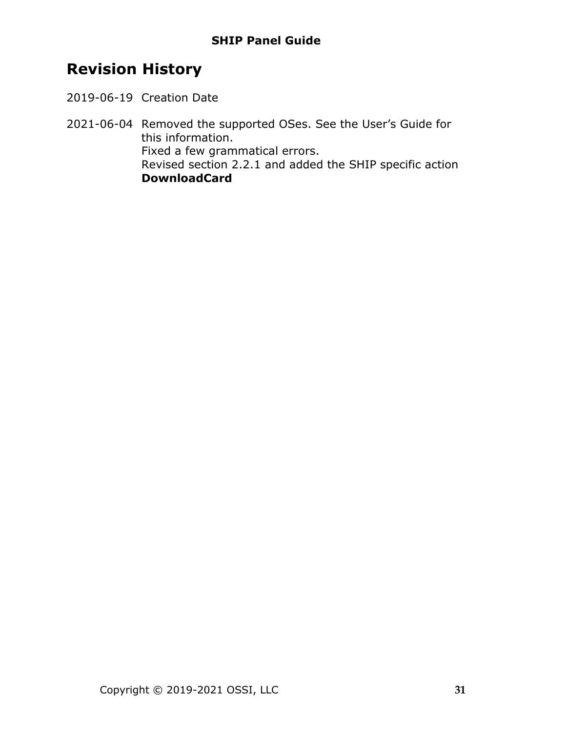# Revision History

| | |
|---|---|
| 2019-06-19 | Creation Date |
| 2021-06-04 | Removed the supported OSes. See the User's Guide for this information.<br>Fixed a few grammatical errors.<br>Revised section 2.2.1 and added the SHIP specific action **DownloadCard** |